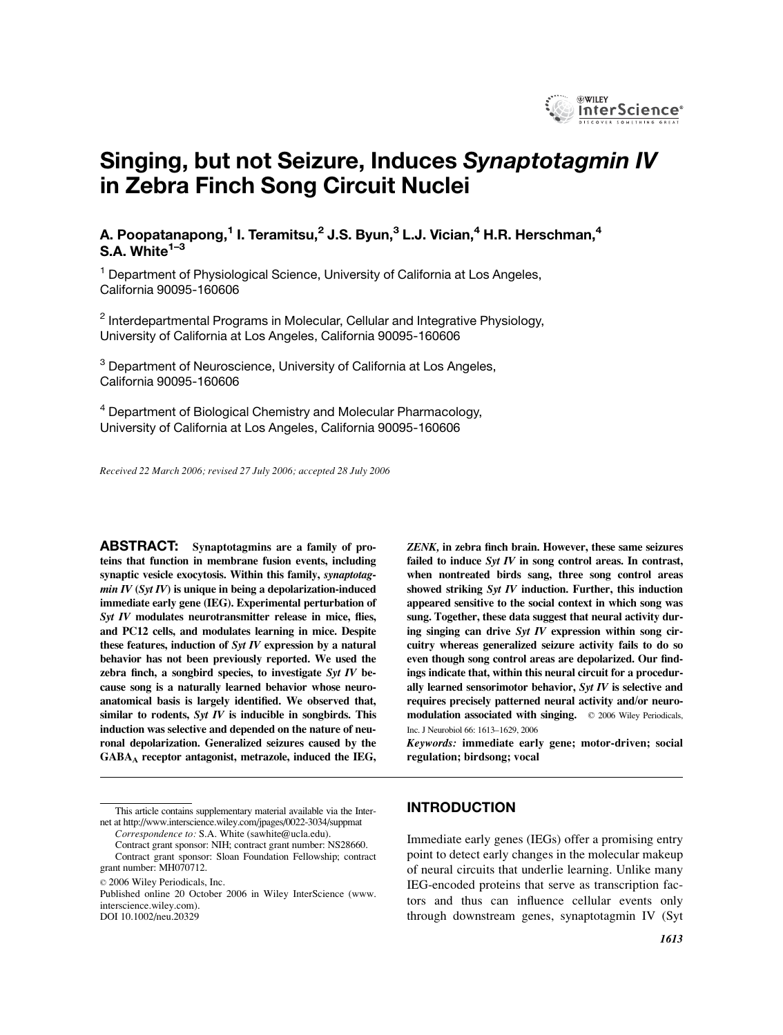# Singing, but not Seizure, Induces *Synaptotagmin IV* in Zebra Finch Song Circuit Nuclei

**A. Poopatanapong,[1] I. Teramitsu,[2] J.S. Byun,[3] L.J. Vician,[4] H.R. Herschman,[4] S.A. White[1–3]**

[1] Department of Physiological Science, University of California at Los Angeles, California 90095-160606

[2] Interdepartmental Programs in Molecular, Cellular and Integrative Physiology, University of California at Los Angeles, California 90095-160606

[3] Department of Neuroscience, University of California at Los Angeles, California 90095-160606

[4] Department of Biological Chemistry and Molecular Pharmacology, University of California at Los Angeles, California 90095-160606

*Received 22 March 2006; revised 27 July 2006; accepted 28 July 2006*

**ABSTRACT: Synaptotagmins are a family of proteins that function in membrane fusion events, including synaptic vesicle exocytosis. Within this family, *synaptotagmin IV* (*Syt IV*) is unique in being a depolarization-induced immediate early gene (IEG). Experimental perturbation of *Syt IV* modulates neurotransmitter release in mice, flies, and PC12 cells, and modulates learning in mice. Despite these features, induction of *Syt IV* expression by a natural behavior has not been previously reported. We used the zebra finch, a songbird species, to investigate *Syt IV* because song is a naturally learned behavior whose neuroanatomical basis is largely identified. We observed that, similar to rodents, *Syt IV* is inducible in songbirds. This induction was selective and depended on the nature of neuronal depolarization. Generalized seizures caused by the $GABA_A$ receptor antagonist, metrazole, induced the IEG, *ZENK*, in zebra finch brain. However, these same seizures failed to induce *Syt IV* in song control areas. In contrast, when nontreated birds sang, three song control areas showed striking *Syt IV* induction. Further, this induction appeared sensitive to the social context in which song was sung. Together, these data suggest that neural activity during singing can drive *Syt IV* expression within song circuitry whereas generalized seizure activity fails to do so even though song control areas are depolarized. Our findings indicate that, within this neural circuit for a procedurally learned sensorimotor behavior, *Syt IV* is selective and requires precisely patterned neural activity and/or neuromodulation associated with singing.** © 2006 Wiley Periodicals, Inc. J Neurobiol 66: 1613–1629, 2006

***Keywords:*** **immediate early gene; motor-driven; social regulation; birdsong; vocal**

This article contains supplementary material available via the Internet at http://www.interscience.wiley.com/jpages/0022-3034/suppmat

*Correspondence to:* S.A. White (sawhite@ucla.edu).

Contract grant sponsor: NIH; contract grant number: NS28660.

Contract grant sponsor: Sloan Foundation Fellowship; contract grant number: MH070712.

© 2006 Wiley Periodicals, Inc.

Published online 20 October 2006 in Wiley InterScience (www.interscience.wiley.com).

DOI 10.1002/neu.20329

## INTRODUCTION

Immediate early genes (IEGs) offer a promising entry point to detect early changes in the molecular makeup of neural circuits that underlie learning. Unlike many IEG-encoded proteins that serve as transcription factors and thus can influence cellular events only through downstream genes, synaptotagmin IV (Syt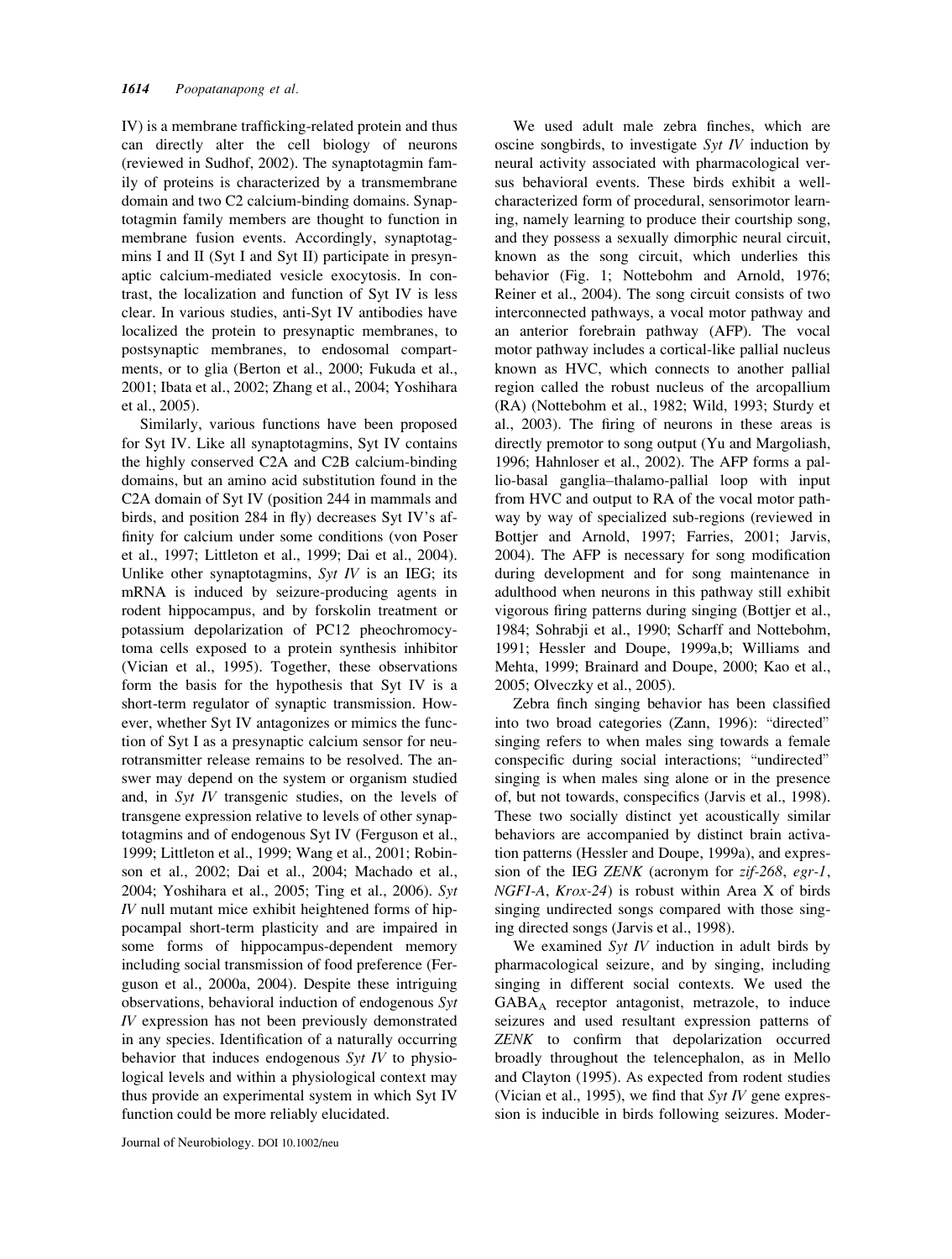IV) is a membrane trafficking-related protein and thus can directly alter the cell biology of neurons (reviewed in Sudhof, 2002). The synaptotagmin family of proteins is characterized by a transmembrane domain and two C2 calcium-binding domains. Synaptotagmin family members are thought to function in membrane fusion events. Accordingly, synaptotagmins I and II (Syt I and Syt II) participate in presynaptic calcium-mediated vesicle exocytosis. In contrast, the localization and function of Syt IV is less clear. In various studies, anti-Syt IV antibodies have localized the protein to presynaptic membranes, to postsynaptic membranes, to endosomal compartments, or to glia (Berton et al., 2000; Fukuda et al., 2001; Ibata et al., 2002; Zhang et al., 2004; Yoshihara et al., 2005).

Similarly, various functions have been proposed for Syt IV. Like all synaptotagmins, Syt IV contains the highly conserved C2A and C2B calcium-binding domains, but an amino acid substitution found in the C2A domain of Syt IV (position 244 in mammals and birds, and position 284 in fly) decreases Syt IV's affinity for calcium under some conditions (von Poser et al., 1997; Littleton et al., 1999; Dai et al., 2004). Unlike other synaptotagmins, *Syt IV* is an IEG; its mRNA is induced by seizure-producing agents in rodent hippocampus, and by forskolin treatment or potassium depolarization of PC12 pheochromocytoma cells exposed to a protein synthesis inhibitor (Vician et al., 1995). Together, these observations form the basis for the hypothesis that Syt IV is a short-term regulator of synaptic transmission. However, whether Syt IV antagonizes or mimics the function of Syt I as a presynaptic calcium sensor for neurotransmitter release remains to be resolved. The answer may depend on the system or organism studied and, in *Syt IV* transgenic studies, on the levels of transgene expression relative to levels of other synaptotagmins and of endogenous Syt IV (Ferguson et al., 1999; Littleton et al., 1999; Wang et al., 2001; Robinson et al., 2002; Dai et al., 2004; Machado et al., 2004; Yoshihara et al., 2005; Ting et al., 2006). *Syt IV* null mutant mice exhibit heightened forms of hippocampal short-term plasticity and are impaired in some forms of hippocampus-dependent memory including social transmission of food preference (Ferguson et al., 2000a, 2004). Despite these intriguing observations, behavioral induction of endogenous *Syt IV* expression has not been previously demonstrated in any species. Identification of a naturally occurring behavior that induces endogenous *Syt IV* to physiological levels and within a physiological context may thus provide an experimental system in which Syt IV function could be more reliably elucidated.

We used adult male zebra finches, which are oscine songbirds, to investigate *Syt IV* induction by neural activity associated with pharmacological versus behavioral events. These birds exhibit a well-characterized form of procedural, sensorimotor learning, namely learning to produce their courtship song, and they possess a sexually dimorphic neural circuit, known as the song circuit, which underlies this behavior (Fig. 1; Nottebohm and Arnold, 1976; Reiner et al., 2004). The song circuit consists of two interconnected pathways, a vocal motor pathway and an anterior forebrain pathway (AFP). The vocal motor pathway includes a cortical-like pallial nucleus known as HVC, which connects to another pallial region called the robust nucleus of the arcopallium (RA) (Nottebohm et al., 1982; Wild, 1993; Sturdy et al., 2003). The firing of neurons in these areas is directly premotor to song output (Yu and Margoliash, 1996; Hahnloser et al., 2002). The AFP forms a pallio-basal ganglia–thalamo-pallial loop with input from HVC and output to RA of the vocal motor pathway by way of specialized sub-regions (reviewed in Bottjer and Arnold, 1997; Farries, 2001; Jarvis, 2004). The AFP is necessary for song modification during development and for song maintenance in adulthood when neurons in this pathway still exhibit vigorous firing patterns during singing (Bottjer et al., 1984; Sohrabji et al., 1990; Scharff and Nottebohm, 1991; Hessler and Doupe, 1999a,b; Williams and Mehta, 1999; Brainard and Doupe, 2000; Kao et al., 2005; Olveczky et al., 2005).

Zebra finch singing behavior has been classified into two broad categories (Zann, 1996): "directed" singing refers to when males sing towards a female conspecific during social interactions; "undirected" singing is when males sing alone or in the presence of, but not towards, conspecifics (Jarvis et al., 1998). These two socially distinct yet acoustically similar behaviors are accompanied by distinct brain activation patterns (Hessler and Doupe, 1999a), and expression of the IEG *ZENK* (acronym for *zif-268*, *egr-1*, *NGFI-A*, *Krox-24*) is robust within Area X of birds singing undirected songs compared with those singing directed songs (Jarvis et al., 1998).

We examined *Syt IV* induction in adult birds by pharmacological seizure, and by singing, including singing in different social contexts. We used the $GABA_A$ receptor antagonist, metrazole, to induce seizures and used resultant expression patterns of *ZENK* to confirm that depolarization occurred broadly throughout the telencephalon, as in Mello and Clayton (1995). As expected from rodent studies (Vician et al., 1995), we find that *Syt IV* gene expression is inducible in birds following seizures. Moder-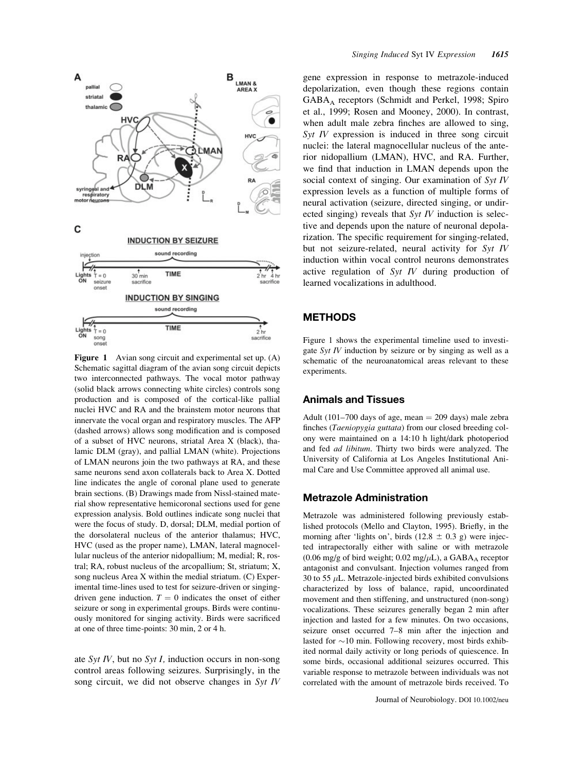**Figure 1** Avian song circuit and experimental set up. (A) Schematic sagittal diagram of the avian song circuit depicts two interconnected pathways. The vocal motor pathway (solid black arrows connecting white circles) controls song production and is composed of the cortical-like pallial nuclei HVC and RA and the brainstem motor neurons that innervate the vocal organ and respiratory muscles. The AFP (dashed arrows) allows song modification and is composed of a subset of HVC neurons, striatal Area X (black), thalamic DLM (gray), and pallial LMAN (white). Projections of LMAN neurons join the two pathways at RA, and these same neurons send axon collaterals back to Area X. Dotted line indicates the angle of coronal plane used to generate brain sections. (B) Drawings made from Nissl-stained material show representative hemicoronal sections used for gene expression analysis. Bold outlines indicate song nuclei that were the focus of study. D, dorsal; DLM, medial portion of the dorsolateral nucleus of the anterior thalamus; HVC, HVC (used as the proper name), LMAN, lateral magnocellular nucleus of the anterior nidopallium; M, medial; R, rostral; RA, robust nucleus of the arcopallium; St, striatum; X, song nucleus Area X within the medial striatum. (C) Experimental time-lines used to test for seizure-driven or singing-driven gene induction. $T = 0$ indicates the onset of either seizure or song in experimental groups. Birds were continuously monitored for singing activity. Birds were sacrificed at one of three time-points: 30 min, 2 or 4 h.

ate *Syt IV*, but no *Syt I,* induction occurs in non-song control areas following seizures. Surprisingly, in the song circuit, we did not observe changes in *Syt IV* gene expression in response to metrazole-induced depolarization, even though these regions contain $GABA_A$ receptors (Schmidt and Perkel, 1998; Spiro et al., 1999; Rosen and Mooney, 2000). In contrast, when adult male zebra finches are allowed to sing, *Syt IV* expression is induced in three song circuit nuclei: the lateral magnocellular nucleus of the anterior nidopallium (LMAN), HVC, and RA. Further, we find that induction in LMAN depends upon the social context of singing. Our examination of *Syt IV* expression levels as a function of multiple forms of neural activation (seizure, directed singing, or undirected singing) reveals that *Syt IV* induction is selective and depends upon the nature of neuronal depolarization. The specific requirement for singing-related, but not seizure-related, neural activity for *Syt IV* induction within vocal control neurons demonstrates active regulation of *Syt IV* during production of learned vocalizations in adulthood.

## METHODS

Figure 1 shows the experimental timeline used to investigate *Syt IV* induction by seizure or by singing as well as a schematic of the neuroanatomical areas relevant to these experiments.

### Animals and Tissues

Adult (101–700 days of age, mean = 209 days) male zebra finches (*Taeniopygia guttata*) from our closed breeding colony were maintained on a 14:10 h light/dark photoperiod and fed *ad libitum*. Thirty two birds were analyzed. The University of California at Los Angeles Institutional Animal Care and Use Committee approved all animal use.

### Metrazole Administration

Metrazole was administered following previously established protocols (Mello and Clayton, 1995). Briefly, in the morning after 'lights on', birds ($12.8 \pm 0.3$ g) were injected intrapectorally either with saline or with metrazole (0.06 mg/g of bird weight; 0.02 mg/$\mu$L), a $GABA_A$ receptor antagonist and convulsant. Injection volumes ranged from 30 to 55 $\mu$L. Metrazole-injected birds exhibited convulsions characterized by loss of balance, rapid, uncoordinated movement and then stiffening, and unstructured (non-song) vocalizations. These seizures generally began 2 min after injection and lasted for a few minutes. On two occasions, seizure onset occurred 7–8 min after the injection and lasted for ~10 min. Following recovery, most birds exhibited normal daily activity or long periods of quiescence. In some birds, occasional additional seizures occurred. This variable response to metrazole between individuals was not correlated with the amount of metrazole birds received. To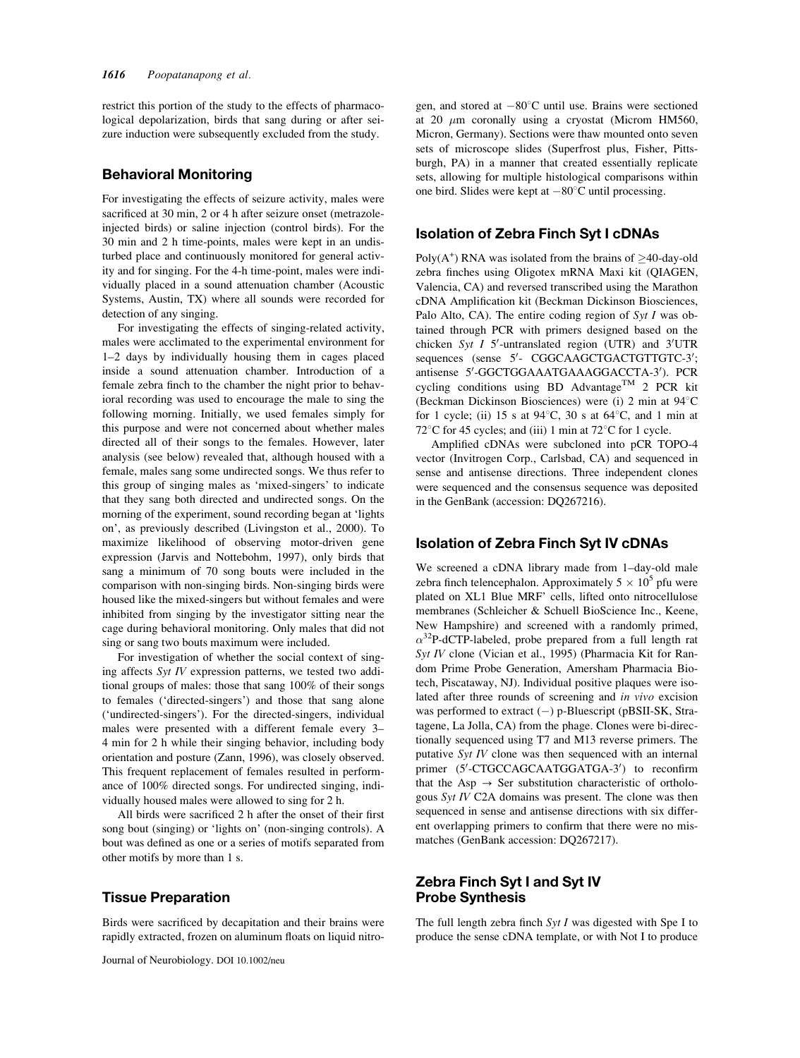restrict this portion of the study to the effects of pharmacological depolarization, birds that sang during or after seizure induction were subsequently excluded from the study.

## Behavioral Monitoring

For investigating the effects of seizure activity, males were sacrificed at 30 min, 2 or 4 h after seizure onset (metrazole-injected birds) or saline injection (control birds). For the 30 min and 2 h time-points, males were kept in an undisturbed place and continuously monitored for general activity and for singing. For the 4-h time-point, males were individually placed in a sound attenuation chamber (Acoustic Systems, Austin, TX) where all sounds were recorded for detection of any singing.

For investigating the effects of singing-related activity, males were acclimated to the experimental environment for 1–2 days by individually housing them in cages placed inside a sound attenuation chamber. Introduction of a female zebra finch to the chamber the night prior to behavioral recording was used to encourage the male to sing the following morning. Initially, we used females simply for this purpose and were not concerned about whether males directed all of their songs to the females. However, later analysis (see below) revealed that, although housed with a female, males sang some undirected songs. We thus refer to this group of singing males as 'mixed-singers' to indicate that they sang both directed and undirected songs. On the morning of the experiment, sound recording began at 'lights on', as previously described (Livingston et al., 2000). To maximize likelihood of observing motor-driven gene expression (Jarvis and Nottebohm, 1997), only birds that sang a minimum of 70 song bouts were included in the comparison with non-singing birds. Non-singing birds were housed like the mixed-singers but without females and were inhibited from singing by the investigator sitting near the cage during behavioral monitoring. Only males that did not sing or sang two bouts maximum were included.

For investigation of whether the social context of singing affects *Syt IV* expression patterns, we tested two additional groups of males: those that sang 100% of their songs to females ('directed-singers') and those that sang alone ('undirected-singers'). For the directed-singers, individual males were presented with a different female every 3–4 min for 2 h while their singing behavior, including body orientation and posture (Zann, 1996), was closely observed. This frequent replacement of females resulted in performance of 100% directed songs. For undirected singing, individually housed males were allowed to sing for 2 h.

All birds were sacrificed 2 h after the onset of their first song bout (singing) or 'lights on' (non-singing controls). A bout was defined as one or a series of motifs separated from other motifs by more than 1 s.

## Tissue Preparation

Birds were sacrificed by decapitation and their brains were rapidly extracted, frozen on aluminum floats on liquid nitrogen, and stored at $-80^{\circ}$C until use. Brains were sectioned at 20 $\mu$m coronally using a cryostat (Microm HM560, Micron, Germany). Sections were thaw mounted onto seven sets of microscope slides (Superfrost plus, Fisher, Pittsburgh, PA) in a manner that created essentially replicate sets, allowing for multiple histological comparisons within one bird. Slides were kept at $-80^{\circ}$C until processing.

## Isolation of Zebra Finch Syt I cDNAs

Poly($A^+$) RNA was isolated from the brains of $\geq$40-day-old zebra finches using Oligotex mRNA Maxi kit (QIAGEN, Valencia, CA) and reversed transcribed using the Marathon cDNA Amplification kit (Beckman Dickinson Biosciences, Palo Alto, CA). The entire coding region of *Syt I* was obtained through PCR with primers designed based on the chicken *Syt I* 5′-untranslated region (UTR) and 3′UTR sequences (sense 5′- CGGCAAGCTGACTGTTGTC-3′; antisense 5′-GGCTGGAAATGAAAGGACCTA-3′). PCR cycling conditions using BD Advantage™ 2 PCR kit (Beckman Dickinson Biosciences) were (i) 2 min at 94°C for 1 cycle; (ii) 15 s at 94°C, 30 s at 64°C, and 1 min at 72°C for 45 cycles; and (iii) 1 min at 72°C for 1 cycle.

Amplified cDNAs were subcloned into pCR TOPO-4 vector (Invitrogen Corp., Carlsbad, CA) and sequenced in sense and antisense directions. Three independent clones were sequenced and the consensus sequence was deposited in the GenBank (accession: DQ267216).

## Isolation of Zebra Finch Syt IV cDNAs

We screened a cDNA library made from 1–day-old male zebra finch telencephalon. Approximately $5 \times 10^5$ pfu were plated on XL1 Blue MRF' cells, lifted onto nitrocellulose membranes (Schleicher & Schuell BioScience Inc., Keene, New Hampshire) and screened with a randomly primed, $\alpha^{32}$P-dCTP-labeled, probe prepared from a full length rat *Syt IV* clone (Vician et al., 1995) (Pharmacia Kit for Random Prime Probe Generation, Amersham Pharmacia Biotech, Piscataway, NJ). Individual positive plaques were isolated after three rounds of screening and *in vivo* excision was performed to extract (−) p-Bluescript (pBSII-SK, Stratagene, La Jolla, CA) from the phage. Clones were bi-directionally sequenced using T7 and M13 reverse primers. The putative *Syt IV* clone was then sequenced with an internal primer (5′-CTGCCAGCAATGGATGA-3′) to reconfirm that the Asp → Ser substitution characteristic of orthologous *Syt IV* C2A domains was present. The clone was then sequenced in sense and antisense directions with six different overlapping primers to confirm that there were no mismatches (GenBank accession: DQ267217).

## Zebra Finch Syt I and Syt IV Probe Synthesis

The full length zebra finch *Syt I* was digested with Spe I to produce the sense cDNA template, or with Not I to produce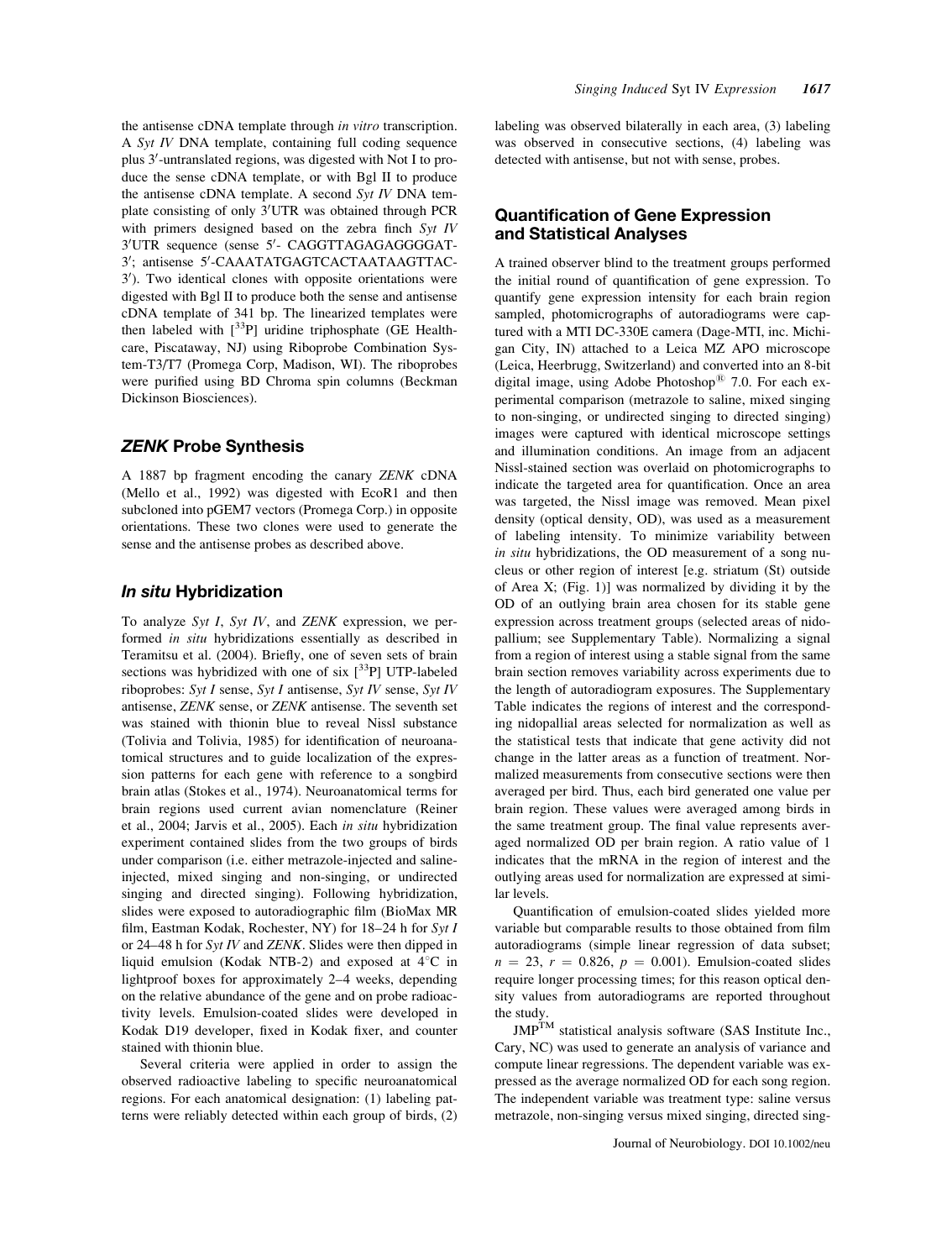the antisense cDNA template through *in vitro* transcription. A *Syt IV* DNA template, containing full coding sequence plus 3′-untranslated regions, was digested with Not I to produce the sense cDNA template, or with Bgl II to produce the antisense cDNA template. A second *Syt IV* DNA template consisting of only 3′UTR was obtained through PCR with primers designed based on the zebra finch *Syt IV* 3′UTR sequence (sense 5′- CAGGTTAGAGAGGGGAT-3′; antisense 5′-CAAATATGAGTCACTAATAAGTTAC-3′). Two identical clones with opposite orientations were digested with Bgl II to produce both the sense and antisense cDNA template of 341 bp. The linearized templates were then labeled with [$^{33}$P] uridine triphosphate (GE Healthcare, Piscataway, NJ) using Riboprobe Combination System-T3/T7 (Promega Corp, Madison, WI). The riboprobes were purified using BD Chroma spin columns (Beckman Dickinson Biosciences).

## *ZENK* Probe Synthesis

A 1887 bp fragment encoding the canary *ZENK* cDNA (Mello et al., 1992) was digested with EcoR1 and then subcloned into pGEM7 vectors (Promega Corp.) in opposite orientations. These two clones were used to generate the sense and the antisense probes as described above.

## *In situ* Hybridization

To analyze *Syt I*, *Syt IV*, and *ZENK* expression, we performed *in situ* hybridizations essentially as described in Teramitsu et al. (2004). Briefly, one of seven sets of brain sections was hybridized with one of six [$^{33}$P] UTP-labeled riboprobes: *Syt I* sense, *Syt I* antisense, *Syt IV* sense, *Syt IV* antisense, *ZENK* sense, or *ZENK* antisense. The seventh set was stained with thionin blue to reveal Nissl substance (Tolivia and Tolivia, 1985) for identification of neuroanatomical structures and to guide localization of the expression patterns for each gene with reference to a songbird brain atlas (Stokes et al., 1974). Neuroanatomical terms for brain regions used current avian nomenclature (Reiner et al., 2004; Jarvis et al., 2005). Each *in situ* hybridization experiment contained slides from the two groups of birds under comparison (i.e. either metrazole-injected and saline-injected, mixed singing and non-singing, or undirected singing and directed singing). Following hybridization, slides were exposed to autoradiographic film (BioMax MR film, Eastman Kodak, Rochester, NY) for 18–24 h for *Syt I* or 24–48 h for *Syt IV* and *ZENK*. Slides were then dipped in liquid emulsion (Kodak NTB-2) and exposed at 4°C in lightproof boxes for approximately 2–4 weeks, depending on the relative abundance of the gene and on probe radioactivity levels. Emulsion-coated slides were developed in Kodak D19 developer, fixed in Kodak fixer, and counter stained with thionin blue.

Several criteria were applied in order to assign the observed radioactive labeling to specific neuroanatomical regions. For each anatomical designation: (1) labeling patterns were reliably detected within each group of birds, (2) labeling was observed bilaterally in each area, (3) labeling was observed in consecutive sections, (4) labeling was detected with antisense, but not with sense, probes.

## Quantification of Gene Expression and Statistical Analyses

A trained observer blind to the treatment groups performed the initial round of quantification of gene expression. To quantify gene expression intensity for each brain region sampled, photomicrographs of autoradiograms were captured with a MTI DC-330E camera (Dage-MTI, inc. Michigan City, IN) attached to a Leica MZ APO microscope (Leica, Heerbrugg, Switzerland) and converted into an 8-bit digital image, using Adobe Photoshop® 7.0. For each experimental comparison (metrazole to saline, mixed singing to non-singing, or undirected singing to directed singing) images were captured with identical microscope settings and illumination conditions. An image from an adjacent Nissl-stained section was overlaid on photomicrographs to indicate the targeted area for quantification. Once an area was targeted, the Nissl image was removed. Mean pixel density (optical density, OD), was used as a measurement of labeling intensity. To minimize variability between *in situ* hybridizations, the OD measurement of a song nucleus or other region of interest [e.g. striatum (St) outside of Area X; (Fig. 1)] was normalized by dividing it by the OD of an outlying brain area chosen for its stable gene expression across treatment groups (selected areas of nidopallium; see Supplementary Table). Normalizing a signal from a region of interest using a stable signal from the same brain section removes variability across experiments due to the length of autoradiogram exposures. The Supplementary Table indicates the regions of interest and the corresponding nidopallial areas selected for normalization as well as the statistical tests that indicate that gene activity did not change in the latter areas as a function of treatment. Normalized measurements from consecutive sections were then averaged per bird. Thus, each bird generated one value per brain region. These values were averaged among birds in the same treatment group. The final value represents averaged normalized OD per brain region. A ratio value of 1 indicates that the mRNA in the region of interest and the outlying areas used for normalization are expressed at similar levels.

Quantification of emulsion-coated slides yielded more variable but comparable results to those obtained from film autoradiograms (simple linear regression of data subset; $n = 23$, $r = 0.826$, $p = 0.001$). Emulsion-coated slides require longer processing times; for this reason optical density values from autoradiograms are reported throughout the study.

JMP™ statistical analysis software (SAS Institute Inc., Cary, NC) was used to generate an analysis of variance and compute linear regressions. The dependent variable was expressed as the average normalized OD for each song region. The independent variable was treatment type: saline versus metrazole, non-singing versus mixed singing, directed sing-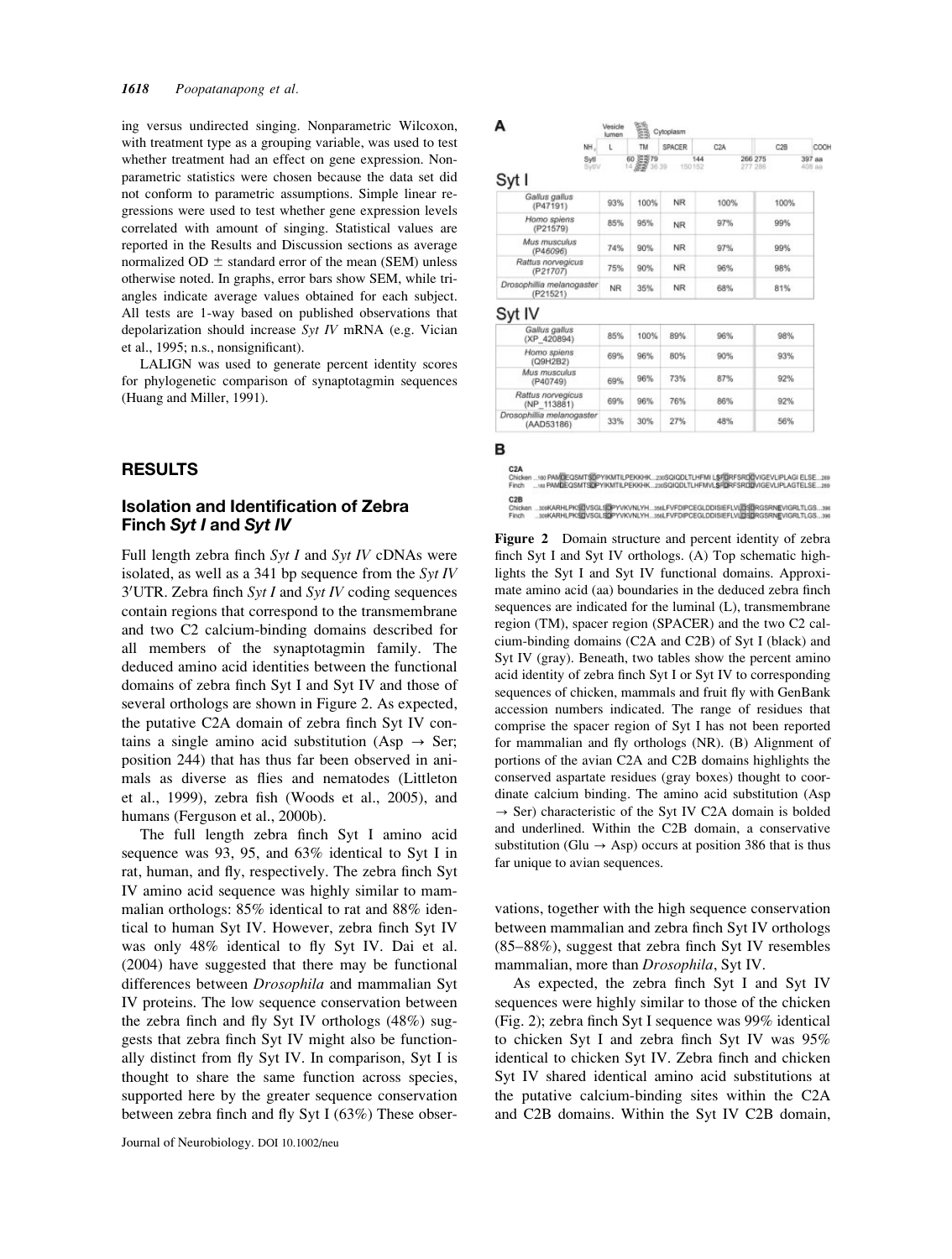ing versus undirected singing. Nonparametric Wilcoxon, with treatment type as a grouping variable, was used to test whether treatment had an effect on gene expression. Nonparametric statistics were chosen because the data set did not conform to parametric assumptions. Simple linear regressions were used to test whether gene expression levels correlated with amount of singing. Statistical values are reported in the Results and Discussion sections as average normalized OD $\pm$ standard error of the mean (SEM) unless otherwise noted. In graphs, error bars show SEM, while triangles indicate average values obtained for each subject. All tests are 1-way based on published observations that depolarization should increase *Syt IV* mRNA (e.g. Vician et al., 1995; n.s., nonsignificant).

LALIGN was used to generate percent identity scores for phylogenetic comparison of synaptotagmin sequences (Huang and Miller, 1991).

## RESULTS

### Isolation and Identification of Zebra Finch *Syt I* and *Syt IV*

Full length zebra finch *Syt I* and *Syt IV* cDNAs were isolated, as well as a 341 bp sequence from the *Syt IV* 3′UTR. Zebra finch *Syt I* and *Syt IV* coding sequences contain regions that correspond to the transmembrane and two C2 calcium-binding domains described for all members of the synaptotagmin family. The deduced amino acid identities between the functional domains of zebra finch Syt I and Syt IV and those of several orthologs are shown in Figure 2. As expected, the putative C2A domain of zebra finch Syt IV contains a single amino acid substitution (Asp $\rightarrow$ Ser; position 244) that has thus far been observed in animals as diverse as flies and nematodes (Littleton et al., 1999), zebra fish (Woods et al., 2005), and humans (Ferguson et al., 2000b).

The full length zebra finch Syt I amino acid sequence was 93, 95, and 63% identical to Syt I in rat, human, and fly, respectively. The zebra finch Syt IV amino acid sequence was highly similar to mammalian orthologs: 85% identical to rat and 88% identical to human Syt IV. However, zebra finch Syt IV was only 48% identical to fly Syt IV. Dai et al. (2004) have suggested that there may be functional differences between *Drosophila* and mammalian Syt IV proteins. The low sequence conservation between the zebra finch and fly Syt IV orthologs (48%) suggests that zebra finch Syt IV might also be functionally distinct from fly Syt IV. In comparison, Syt I is thought to share the same function across species, supported here by the greater sequence conservation between zebra finch and fly Syt I (63%) These observations, together with the high sequence conservation between mammalian and zebra finch Syt IV orthologs (85–88%), suggest that zebra finch Syt IV resembles mammalian, more than *Drosophila*, Syt IV.

As expected, the zebra finch Syt I and Syt IV sequences were highly similar to those of the chicken (Fig. 2); zebra finch Syt I sequence was 99% identical to chicken Syt I and zebra finch Syt IV was 95% identical to chicken Syt IV. Zebra finch and chicken Syt IV shared identical amino acid substitutions at the putative calcium-binding sites within the C2A and C2B domains. Within the Syt IV C2B domain,

**A**

| | Vesicle lumen | | Cytoplasm | | |
|---|---|---|---|---|---|
| NH | L | TM | SPACER | C2A | C2B COOH |
| SytI | | 60 79 | | 144 | 266 275 397 aa |
| SytIV | | 14 36 39 | | 150 152 | 277 286 408 aa |

**Syt I**

| | L | TM | SPACER | C2A | C2B |
|---|---|---|---|---|---|
| *Gallus gallus* (P47191) | 93% | 100% | NR | 100% | 100% |
| *Homo spiens* (P21579) | 85% | 95% | NR | 97% | 99% |
| *Mus musculus* (P46096) | 74% | 90% | NR | 97% | 99% |
| *Rattus norvegicus* (P21707) | 75% | 90% | NR | 96% | 98% |
| *Drosophillia melanogaster* (P21521) | NR | 35% | NR | 68% | 81% |

**Syt IV**

| | L | TM | SPACER | C2A | C2B |
|---|---|---|---|---|---|
| *Gallus gallus* (XP_420894) | 85% | 100% | 89% | 96% | 98% |
| *Homo spiens* (Q9H2B2) | 69% | 96% | 80% | 90% | 93% |
| *Mus musculus* (P40749) | 69% | 96% | 73% | 87% | 92% |
| *Rattus norvegicus* (NP_113881) | 69% | 96% | 76% | 86% | 92% |
| *Drosophillia melanogaster* (AAD53186) | 33% | 30% | 27% | 48% | 56% |

**B**

C2A
Chicken ...180 PAMDEQSMTSDPYIKMTILPEKKHK...230SQIQDLTLHFMI LSFDRFSRDDVIGEVLIPLAGI ELSE...269
Finch ...180 PAMDEQSMTSDPYIKMTILPEKKHK...230SQIQDLTLHFMVLSFDRFSRDDVIGEVLIPLAGTELSE...269

C2B
Chicken ...309KARHLPKSDVSGLSDPYVKVNLYH...356LFVFDIPCEGLDDISIEFLVLDSDRGSRNEVIGRLTLGS...396
Finch ...309KARHLPKSDVSGLSDPYVKVNLYH...356LFVFDIPCEGLDDISIEFLVLDSDRGSRNEVIGRLTLGS...396

**Figure 2** Domain structure and percent identity of zebra finch Syt I and Syt IV orthologs. (A) Top schematic highlights the Syt I and Syt IV functional domains. Approximate amino acid (aa) boundaries in the deduced zebra finch sequences are indicated for the luminal (L), transmembrane region (TM), spacer region (SPACER) and the two C2 calcium-binding domains (C2A and C2B) of Syt I (black) and Syt IV (gray). Beneath, two tables show the percent amino acid identity of zebra finch Syt I or Syt IV to corresponding sequences of chicken, mammals and fruit fly with GenBank accession numbers indicated. The range of residues that comprise the spacer region of Syt I has not been reported for mammalian and fly orthologs (NR). (B) Alignment of portions of the avian C2A and C2B domains highlights the conserved aspartate residues (gray boxes) thought to coordinate calcium binding. The amino acid substitution (Asp $\rightarrow$ Ser) characteristic of the Syt IV C2A domain is bolded and underlined. Within the C2B domain, a conservative substitution (Glu $\rightarrow$ Asp) occurs at position 386 that is thus far unique to avian sequences.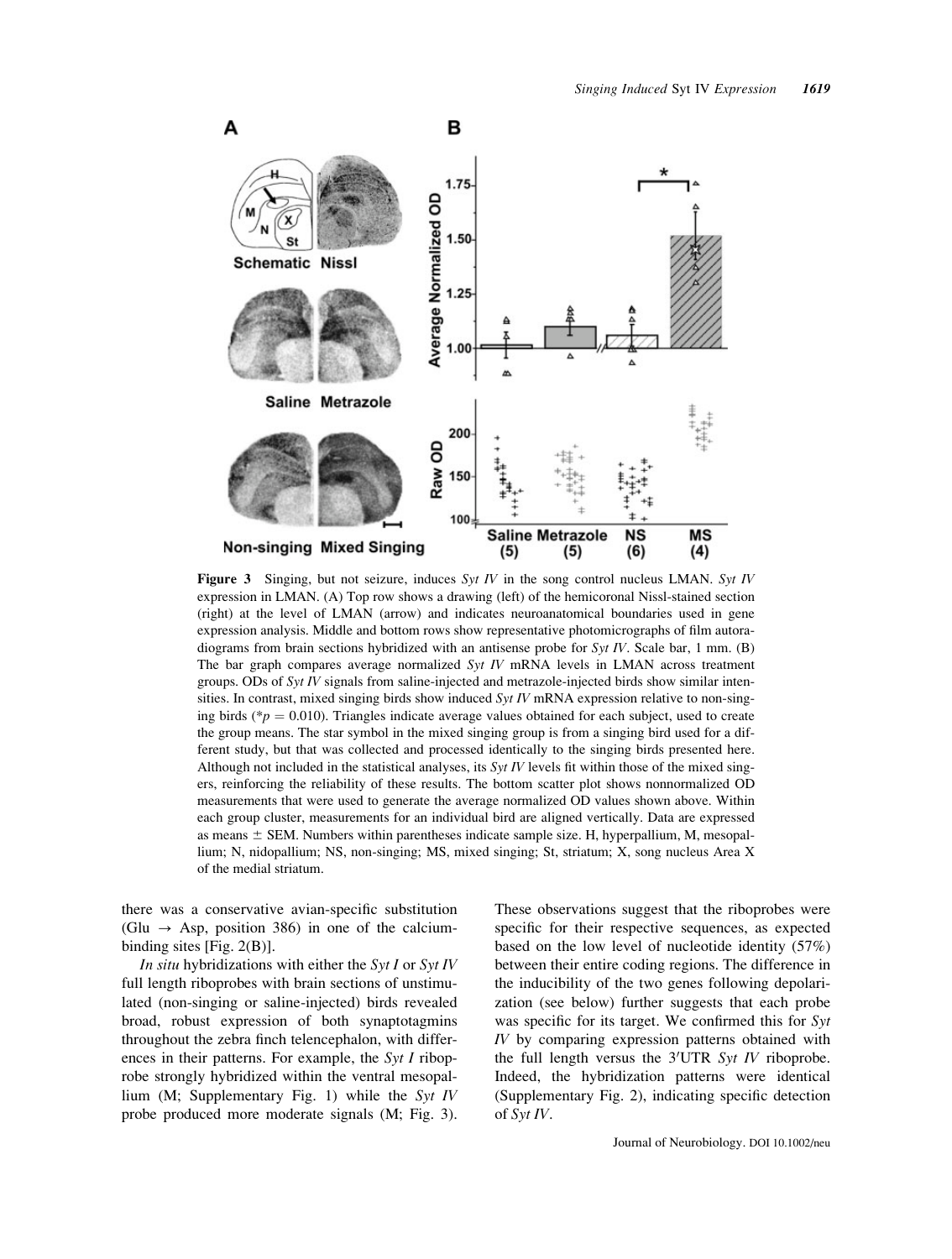**Figure 3** Singing, but not seizure, induces *Syt IV* in the song control nucleus LMAN. *Syt IV* expression in LMAN. (A) Top row shows a drawing (left) of the hemicoronal Nissl-stained section (right) at the level of LMAN (arrow) and indicates neuroanatomical boundaries used in gene expression analysis. Middle and bottom rows show representative photomicrographs of film autoradiograms from brain sections hybridized with an antisense probe for *Syt IV*. Scale bar, 1 mm. (B) The bar graph compares average normalized *Syt IV* mRNA levels in LMAN across treatment groups. ODs of *Syt IV* signals from saline-injected and metrazole-injected birds show similar intensities. In contrast, mixed singing birds show induced *Syt IV* mRNA expression relative to non-singing birds (*$p = 0.010$). Triangles indicate average values obtained for each subject, used to create the group means. The star symbol in the mixed singing group is from a singing bird used for a different study, but that was collected and processed identically to the singing birds presented here. Although not included in the statistical analyses, its *Syt IV* levels fit within those of the mixed singers, reinforcing the reliability of these results. The bottom scatter plot shows nonnormalized OD measurements that were used to generate the average normalized OD values shown above. Within each group cluster, measurements for an individual bird are aligned vertically. Data are expressed as means ± SEM. Numbers within parentheses indicate sample size. H, hyperpallium, M, mesopallium; N, nidopallium; NS, non-singing; MS, mixed singing; St, striatum; X, song nucleus Area X of the medial striatum.

there was a conservative avian-specific substitution (Glu → Asp, position 386) in one of the calcium-binding sites [Fig. 2(B)].

*In situ* hybridizations with either the *Syt I* or *Syt IV* full length riboprobes with brain sections of unstimulated (non-singing or saline-injected) birds revealed broad, robust expression of both synaptotagmins throughout the zebra finch telencephalon, with differences in their patterns. For example, the *Syt I* riboprobe strongly hybridized within the ventral mesopallium (M; Supplementary Fig. 1) while the *Syt IV* probe produced more moderate signals (M; Fig. 3). These observations suggest that the riboprobes were specific for their respective sequences, as expected based on the low level of nucleotide identity (57%) between their entire coding regions. The difference in the inducibility of the two genes following depolarization (see below) further suggests that each probe was specific for its target. We confirmed this for *Syt IV* by comparing expression patterns obtained with the full length versus the 3′UTR *Syt IV* riboprobe. Indeed, the hybridization patterns were identical (Supplementary Fig. 2), indicating specific detection of *Syt IV*.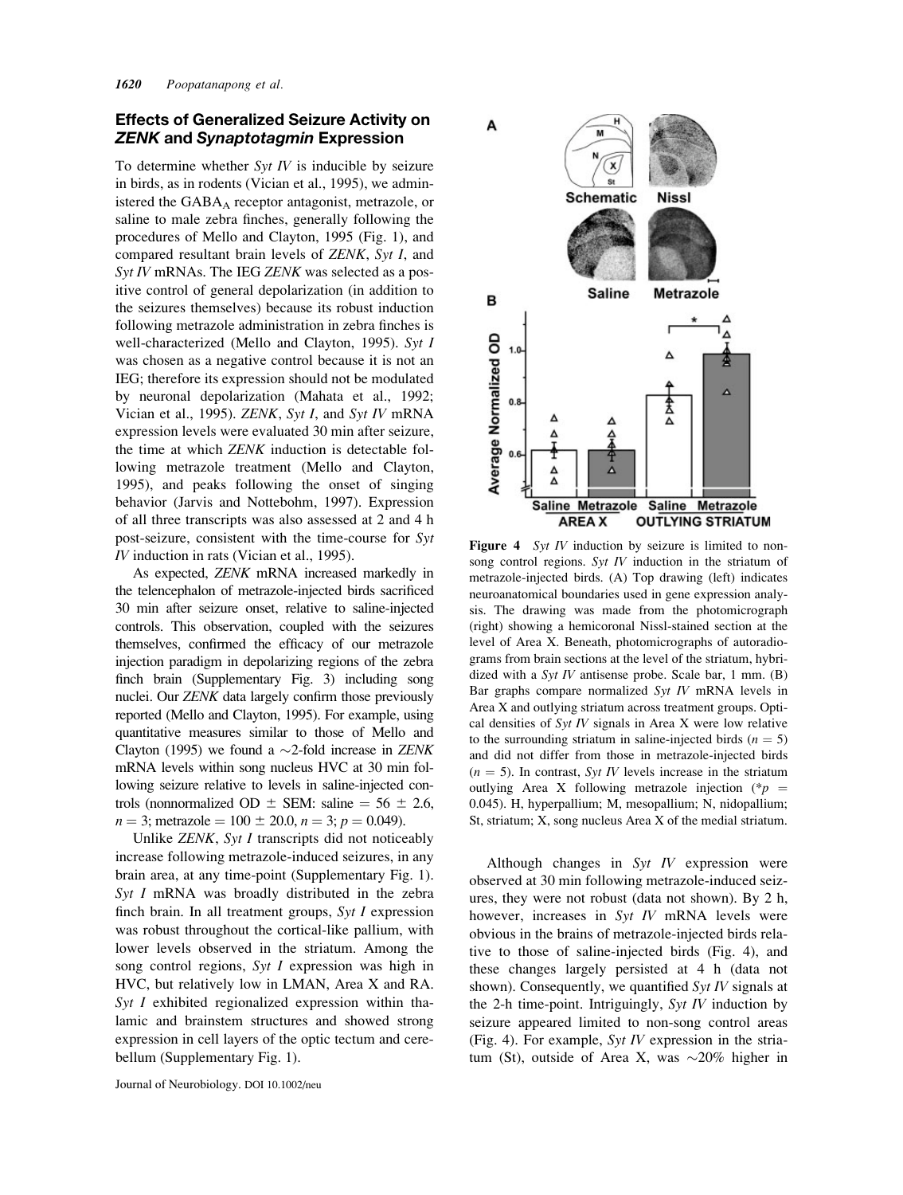## Effects of Generalized Seizure Activity on *ZENK* and *Synaptotagmin* Expression

To determine whether *Syt IV* is inducible by seizure in birds, as in rodents (Vician et al., 1995), we administered the $GABA_A$ receptor antagonist, metrazole, or saline to male zebra finches, generally following the procedures of Mello and Clayton, 1995 (Fig. 1), and compared resultant brain levels of *ZENK*, *Syt I*, and *Syt IV* mRNAs. The IEG *ZENK* was selected as a positive control of general depolarization (in addition to the seizures themselves) because its robust induction following metrazole administration in zebra finches is well-characterized (Mello and Clayton, 1995). *Syt I* was chosen as a negative control because it is not an IEG; therefore its expression should not be modulated by neuronal depolarization (Mahata et al., 1992; Vician et al., 1995). *ZENK*, *Syt I*, and *Syt IV* mRNA expression levels were evaluated 30 min after seizure, the time at which *ZENK* induction is detectable following metrazole treatment (Mello and Clayton, 1995), and peaks following the onset of singing behavior (Jarvis and Nottebohm, 1997). Expression of all three transcripts was also assessed at 2 and 4 h post-seizure, consistent with the time-course for *Syt IV* induction in rats (Vician et al., 1995).

As expected, *ZENK* mRNA increased markedly in the telencephalon of metrazole-injected birds sacrificed 30 min after seizure onset, relative to saline-injected controls. This observation, coupled with the seizures themselves, confirmed the efficacy of our metrazole injection paradigm in depolarizing regions of the zebra finch brain (Supplementary Fig. 3) including song nuclei. Our *ZENK* data largely confirm those previously reported (Mello and Clayton, 1995). For example, using quantitative measures similar to those of Mello and Clayton (1995) we found a ~2-fold increase in *ZENK* mRNA levels within song nucleus HVC at 30 min following seizure relative to levels in saline-injected controls (nonnormalized OD ± SEM: saline = 56 ± 2.6, $n = 3$; metrazole = 100 ± 20.0, $n = 3$; $p = 0.049$).

Unlike *ZENK*, *Syt I* transcripts did not noticeably increase following metrazole-induced seizures, in any brain area, at any time-point (Supplementary Fig. 1). *Syt I* mRNA was broadly distributed in the zebra finch brain. In all treatment groups, *Syt I* expression was robust throughout the cortical-like pallium, with lower levels observed in the striatum. Among the song control regions, *Syt I* expression was high in HVC, but relatively low in LMAN, Area X and RA. *Syt I* exhibited regionalized expression within thalamic and brainstem structures and showed strong expression in cell layers of the optic tectum and cerebellum (Supplementary Fig. 1).

**Figure 4** *Syt IV* induction by seizure is limited to non-song control regions. *Syt IV* induction in the striatum of metrazole-injected birds. (A) Top drawing (left) indicates neuroanatomical boundaries used in gene expression analysis. The drawing was made from the photomicrograph (right) showing a hemicoronal Nissl-stained section at the level of Area X. Beneath, photomicrographs of autoradiograms from brain sections at the level of the striatum, hybridized with a *Syt IV* antisense probe. Scale bar, 1 mm. (B) Bar graphs compare normalized *Syt IV* mRNA levels in Area X and outlying striatum across treatment groups. Optical densities of *Syt IV* signals in Area X were low relative to the surrounding striatum in saline-injected birds ($n = 5$) and did not differ from those in metrazole-injected birds ($n = 5$). In contrast, *Syt IV* levels increase in the striatum outlying Area X following metrazole injection (*$p = 0.045$). H, hyperpallium; M, mesopallium; N, nidopallium; St, striatum; X, song nucleus Area X of the medial striatum.

Although changes in *Syt IV* expression were observed at 30 min following metrazole-induced seizures, they were not robust (data not shown). By 2 h, however, increases in *Syt IV* mRNA levels were obvious in the brains of metrazole-injected birds relative to those of saline-injected birds (Fig. 4), and these changes largely persisted at 4 h (data not shown). Consequently, we quantified *Syt IV* signals at the 2-h time-point. Intriguingly, *Syt IV* induction by seizure appeared limited to non-song control areas (Fig. 4). For example, *Syt IV* expression in the striatum (St), outside of Area X, was ~20% higher in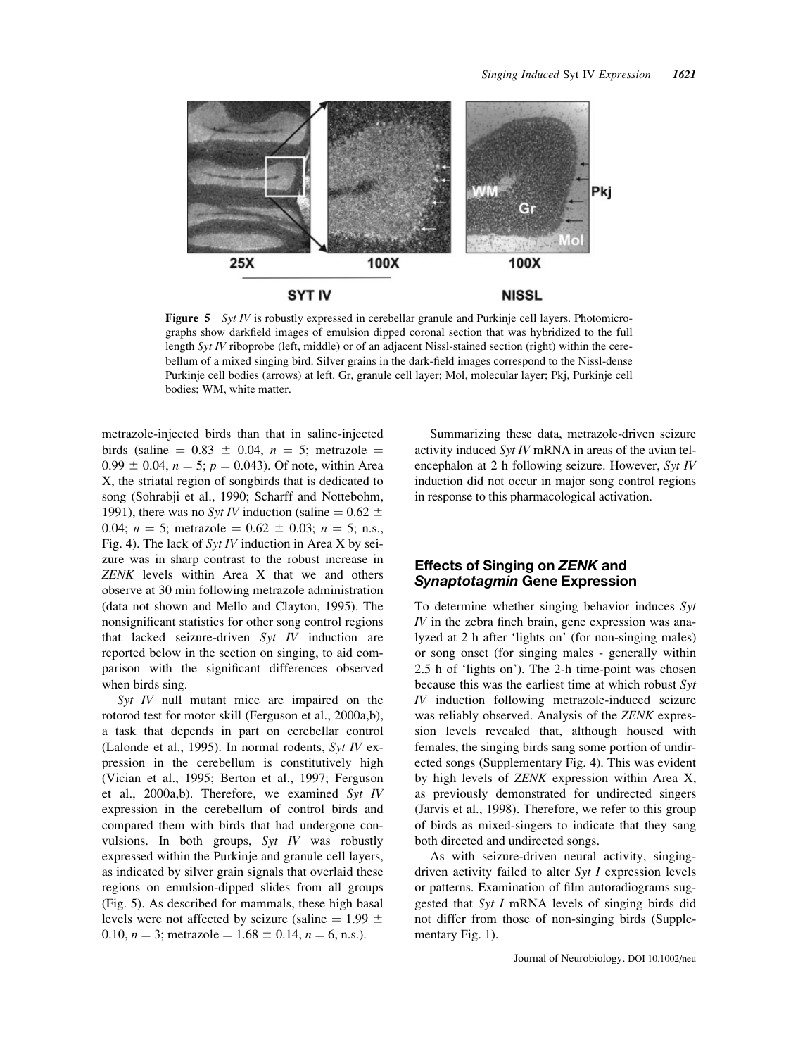**Figure 5** *Syt IV* is robustly expressed in cerebellar granule and Purkinje cell layers. Photomicrographs show darkfield images of emulsion dipped coronal section that was hybridized to the full length *Syt IV* riboprobe (left, middle) or of an adjacent Nissl-stained section (right) within the cerebellum of a mixed singing bird. Silver grains in the dark-field images correspond to the Nissl-dense Purkinje cell bodies (arrows) at left. Gr, granule cell layer; Mol, molecular layer; Pkj, Purkinje cell bodies; WM, white matter.

metrazole-injected birds than that in saline-injected birds (saline = 0.83 ± 0.04, $n = 5$; metrazole = 0.99 ± 0.04, $n = 5$; $p = 0.043$). Of note, within Area X, the striatal region of songbirds that is dedicated to song (Sohrabji et al., 1990; Scharff and Nottebohm, 1991), there was no *Syt IV* induction (saline = 0.62 ± 0.04; $n = 5$; metrazole = 0.62 ± 0.03; $n = 5$; n.s., Fig. 4). The lack of *Syt IV* induction in Area X by seizure was in sharp contrast to the robust increase in *ZENK* levels within Area X that we and others observe at 30 min following metrazole administration (data not shown and Mello and Clayton, 1995). The nonsignificant statistics for other song control regions that lacked seizure-driven *Syt IV* induction are reported below in the section on singing, to aid comparison with the significant differences observed when birds sing.

*Syt IV* null mutant mice are impaired on the rotorod test for motor skill (Ferguson et al., 2000a,b), a task that depends in part on cerebellar control (Lalonde et al., 1995). In normal rodents, *Syt IV* expression in the cerebellum is constitutively high (Vician et al., 1995; Berton et al., 1997; Ferguson et al., 2000a,b). Therefore, we examined *Syt IV* expression in the cerebellum of control birds and compared them with birds that had undergone convulsions. In both groups, *Syt IV* was robustly expressed within the Purkinje and granule cell layers, as indicated by silver grain signals that overlaid these regions on emulsion-dipped slides from all groups (Fig. 5). As described for mammals, these high basal levels were not affected by seizure (saline = 1.99 ± 0.10, $n = 3$; metrazole = 1.68 ± 0.14, $n = 6$, n.s.).

Summarizing these data, metrazole-driven seizure activity induced *Syt IV* mRNA in areas of the avian telencephalon at 2 h following seizure. However, *Syt IV* induction did not occur in major song control regions in response to this pharmacological activation.

## Effects of Singing on *ZENK* and *Synaptotagmin* Gene Expression

To determine whether singing behavior induces *Syt IV* in the zebra finch brain, gene expression was analyzed at 2 h after 'lights on' (for non-singing males) or song onset (for singing males - generally within 2.5 h of 'lights on'). The 2-h time-point was chosen because this was the earliest time at which robust *Syt IV* induction following metrazole-induced seizure was reliably observed. Analysis of the *ZENK* expression levels revealed that, although housed with females, the singing birds sang some portion of undirected songs (Supplementary Fig. 4). This was evident by high levels of *ZENK* expression within Area X, as previously demonstrated for undirected singers (Jarvis et al., 1998). Therefore, we refer to this group of birds as mixed-singers to indicate that they sang both directed and undirected songs.

As with seizure-driven neural activity, singing-driven activity failed to alter *Syt I* expression levels or patterns. Examination of film autoradiograms suggested that *Syt I* mRNA levels of singing birds did not differ from those of non-singing birds (Supplementary Fig. 1).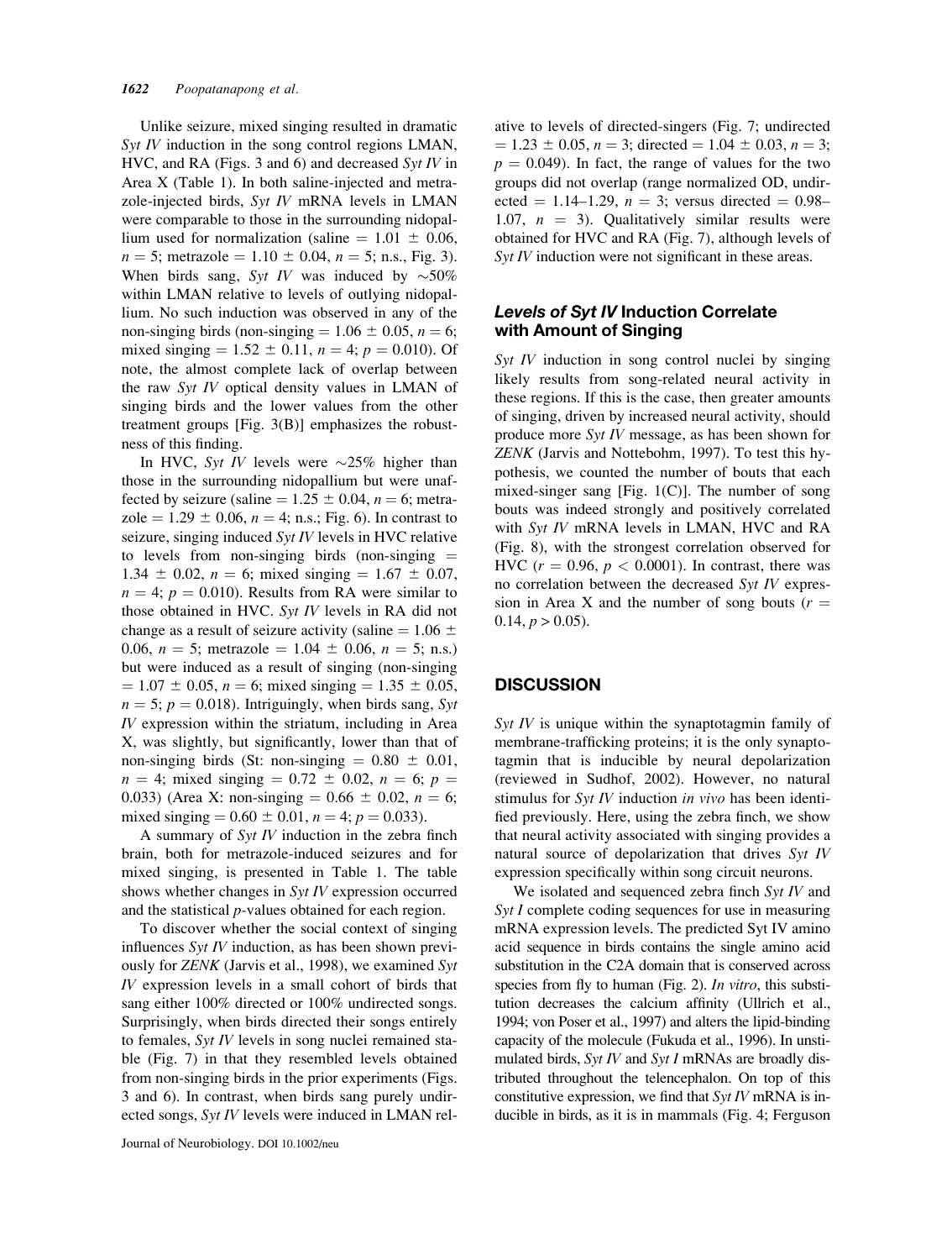Unlike seizure, mixed singing resulted in dramatic *Syt IV* induction in the song control regions LMAN, HVC, and RA (Figs. 3 and 6) and decreased *Syt IV* in Area X (Table 1). In both saline-injected and metrazole-injected birds, *Syt IV* mRNA levels in LMAN were comparable to those in the surrounding nidopallium used for normalization (saline = $1.01 \pm 0.06$, $n = 5$; metrazole = $1.10 \pm 0.04$, $n = 5$; n.s., Fig. 3). When birds sang, *Syt IV* was induced by ~50% within LMAN relative to levels of outlying nidopallium. No such induction was observed in any of the non-singing birds (non-singing = $1.06 \pm 0.05$, $n = 6$; mixed singing = $1.52 \pm 0.11$, $n = 4$; $p = 0.010$). Of note, the almost complete lack of overlap between the raw *Syt IV* optical density values in LMAN of singing birds and the lower values from the other treatment groups [Fig. 3(B)] emphasizes the robustness of this finding.

In HVC, *Syt IV* levels were ~25% higher than those in the surrounding nidopallium but were unaffected by seizure (saline = $1.25 \pm 0.04$, $n = 6$; metrazole = $1.29 \pm 0.06$, $n = 4$; n.s.; Fig. 6). In contrast to seizure, singing induced *Syt IV* levels in HVC relative to levels from non-singing birds (non-singing = $1.34 \pm 0.02$, $n = 6$; mixed singing = $1.67 \pm 0.07$, $n = 4$; $p = 0.010$). Results from RA were similar to those obtained in HVC. *Syt IV* levels in RA did not change as a result of seizure activity (saline = $1.06 \pm 0.06$, $n = 5$; metrazole = $1.04 \pm 0.06$, $n = 5$; n.s.) but were induced as a result of singing (non-singing = $1.07 \pm 0.05$, $n = 6$; mixed singing = $1.35 \pm 0.05$, $n = 5$; $p = 0.018$). Intriguingly, when birds sang, *Syt IV* expression within the striatum, including in Area X, was slightly, but significantly, lower than that of non-singing birds (St: non-singing = $0.80 \pm 0.01$, $n = 4$; mixed singing = $0.72 \pm 0.02$, $n = 6$; $p = 0.033$) (Area X: non-singing = $0.66 \pm 0.02$, $n = 6$; mixed singing = $0.60 \pm 0.01$, $n = 4$; $p = 0.033$).

A summary of *Syt IV* induction in the zebra finch brain, both for metrazole-induced seizures and for mixed singing, is presented in Table 1. The table shows whether changes in *Syt IV* expression occurred and the statistical *p*-values obtained for each region.

To discover whether the social context of singing influences *Syt IV* induction, as has been shown previously for *ZENK* (Jarvis et al., 1998), we examined *Syt IV* expression levels in a small cohort of birds that sang either 100% directed or 100% undirected songs. Surprisingly, when birds directed their songs entirely to females, *Syt IV* levels in song nuclei remained stable (Fig. 7) in that they resembled levels obtained from non-singing birds in the prior experiments (Figs. 3 and 6). In contrast, when birds sang purely undirected songs, *Syt IV* levels were induced in LMAN relative to levels of directed-singers (Fig. 7; undirected = $1.23 \pm 0.05$, $n = 3$; directed = $1.04 \pm 0.03$, $n = 3$; $p = 0.049$). In fact, the range of values for the two groups did not overlap (range normalized OD, undirected = 1.14–1.29, $n = 3$; versus directed = 0.98–1.07, $n = 3$). Qualitatively similar results were obtained for HVC and RA (Fig. 7), although levels of *Syt IV* induction were not significant in these areas.

### Levels of *Syt IV* Induction Correlate with Amount of Singing

*Syt IV* induction in song control nuclei by singing likely results from song-related neural activity in these regions. If this is the case, then greater amounts of singing, driven by increased neural activity, should produce more *Syt IV* message, as has been shown for *ZENK* (Jarvis and Nottebohm, 1997). To test this hypothesis, we counted the number of bouts that each mixed-singer sang [Fig. 1(C)]. The number of song bouts was indeed strongly and positively correlated with *Syt IV* mRNA levels in LMAN, HVC and RA (Fig. 8), with the strongest correlation observed for HVC ($r = 0.96$, $p < 0.0001$). In contrast, there was no correlation between the decreased *Syt IV* expression in Area X and the number of song bouts ($r = 0.14$, $p > 0.05$).

## DISCUSSION

*Syt IV* is unique within the synaptotagmin family of membrane-trafficking proteins; it is the only synaptotagmin that is inducible by neural depolarization (reviewed in Sudhof, 2002). However, no natural stimulus for *Syt IV* induction *in vivo* has been identified previously. Here, using the zebra finch, we show that neural activity associated with singing provides a natural source of depolarization that drives *Syt IV* expression specifically within song circuit neurons.

We isolated and sequenced zebra finch *Syt IV* and *Syt I* complete coding sequences for use in measuring mRNA expression levels. The predicted Syt IV amino acid sequence in birds contains the single amino acid substitution in the C2A domain that is conserved across species from fly to human (Fig. 2). *In vitro*, this substitution decreases the calcium affinity (Ullrich et al., 1994; von Poser et al., 1997) and alters the lipid-binding capacity of the molecule (Fukuda et al., 1996). In unstimulated birds, *Syt IV* and *Syt I* mRNAs are broadly distributed throughout the telencephalon. On top of this constitutive expression, we find that *Syt IV* mRNA is inducible in birds, as it is in mammals (Fig. 4; Ferguson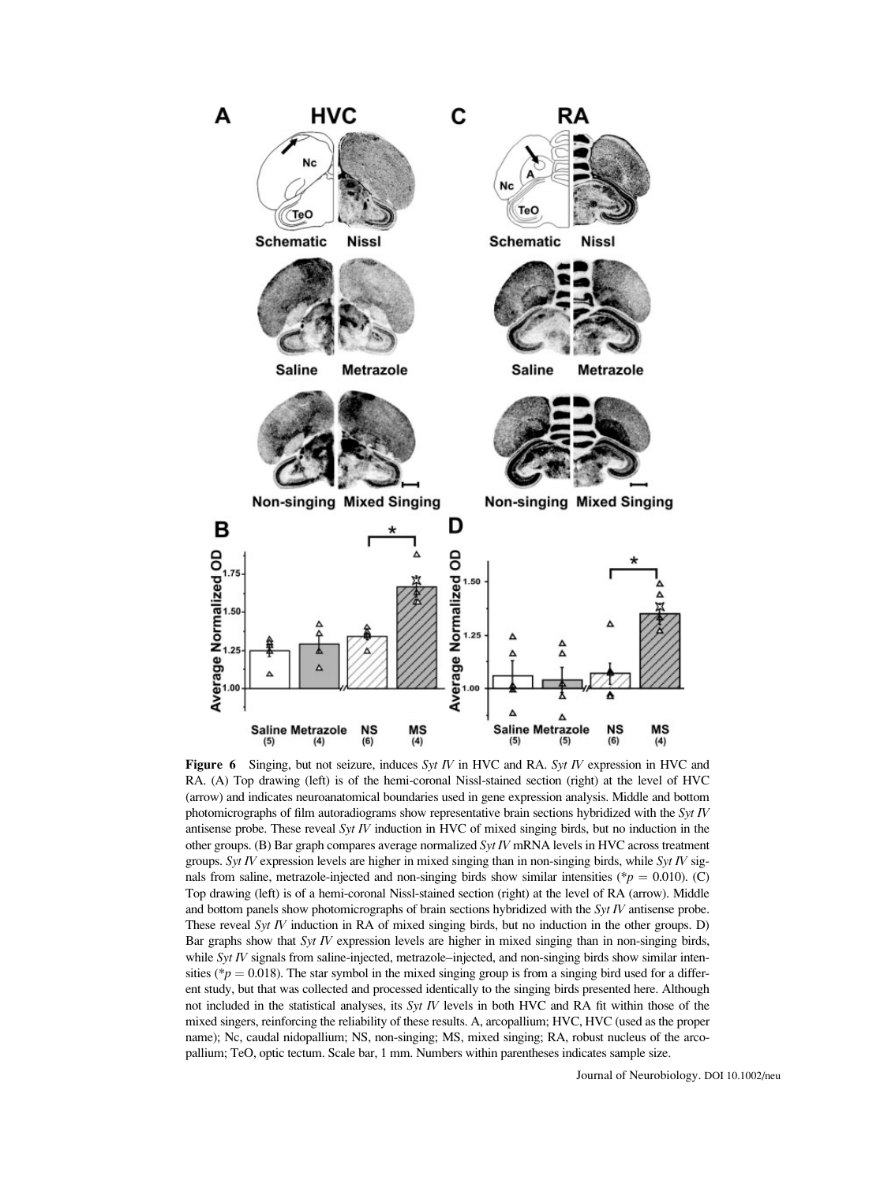**Figure 6** Singing, but not seizure, induces *Syt IV* in HVC and RA. *Syt IV* expression in HVC and RA. (A) Top drawing (left) is of the hemi-coronal Nissl-stained section (right) at the level of HVC (arrow) and indicates neuroanatomical boundaries used in gene expression analysis. Middle and bottom photomicrographs of film autoradiograms show representative brain sections hybridized with the *Syt IV* antisense probe. These reveal *Syt IV* induction in HVC of mixed singing birds, but no induction in the other groups. (B) Bar graph compares average normalized *Syt IV* mRNA levels in HVC across treatment groups. *Syt IV* expression levels are higher in mixed singing than in non-singing birds, while *Syt IV* signals from saline, metrazole-injected and non-singing birds show similar intensities (* $p = 0.010$). (C) Top drawing (left) is of a hemi-coronal Nissl-stained section (right) at the level of RA (arrow). Middle and bottom panels show photomicrographs of brain sections hybridized with the *Syt IV* antisense probe. These reveal *Syt IV* induction in RA of mixed singing birds, but no induction in the other groups. D) Bar graphs show that *Syt IV* expression levels are higher in mixed singing than in non-singing birds, while *Syt IV* signals from saline-injected, metrazole–injected, and non-singing birds show similar intensities (* $p = 0.018$). The star symbol in the mixed singing group is from a singing bird used for a different study, but that was collected and processed identically to the singing birds presented here. Although not included in the statistical analyses, its *Syt IV* levels in both HVC and RA fit within those of the mixed singers, reinforcing the reliability of these results. A, arcopallium; HVC, HVC (used as the proper name); Nc, caudal nidopallium; NS, non-singing; MS, mixed singing; RA, robust nucleus of the arcopallium; TeO, optic tectum. Scale bar, 1 mm. Numbers within parentheses indicates sample size.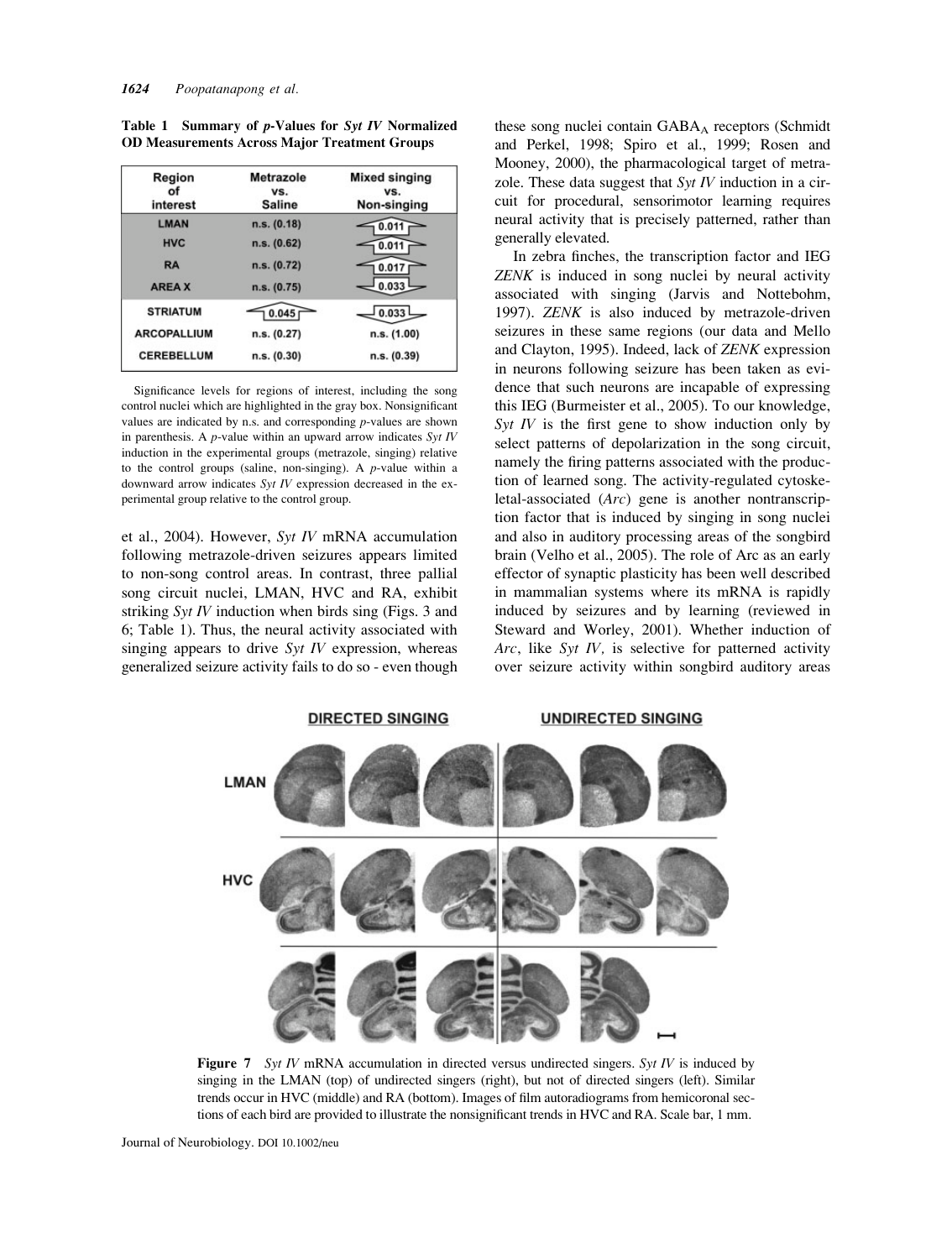**Table 1 Summary of *p*-Values for *Syt IV* Normalized OD Measurements Across Major Treatment Groups**

| Region of interest | Metrazole vs. Saline | Mixed singing vs. Non-singing |
|---|---|---|
| LMAN | n.s. (0.18) | ↑ 0.011 |
| HVC | n.s. (0.62) | ↑ 0.011 |
| RA | n.s. (0.72) | ↑ 0.017 |
| AREA X | n.s. (0.75) | ↓ 0.033 |
| STRIATUM | ↑ 0.045 | ↓ 0.033 |
| ARCOPALLIUM | n.s. (0.27) | n.s. (1.00) |
| CEREBELLUM | n.s. (0.30) | n.s. (0.39) |

Significance levels for regions of interest, including the song control nuclei which are highlighted in the gray box. Nonsignificant values are indicated by n.s. and corresponding *p*-values are shown in parenthesis. A *p*-value within an upward arrow indicates *Syt IV* induction in the experimental groups (metrazole, singing) relative to the control groups (saline, non-singing). A *p*-value within a downward arrow indicates *Syt IV* expression decreased in the experimental group relative to the control group.

et al., 2004). However, *Syt IV* mRNA accumulation following metrazole-driven seizures appears limited to non-song control areas. In contrast, three pallial song circuit nuclei, LMAN, HVC and RA, exhibit striking *Syt IV* induction when birds sing (Figs. 3 and 6; Table 1). Thus, the neural activity associated with singing appears to drive *Syt IV* expression, whereas generalized seizure activity fails to do so - even though these song nuclei contain $GABA_A$ receptors (Schmidt and Perkel, 1998; Spiro et al., 1999; Rosen and Mooney, 2000), the pharmacological target of metrazole. These data suggest that *Syt IV* induction in a circuit for procedural, sensorimotor learning requires neural activity that is precisely patterned, rather than generally elevated.

In zebra finches, the transcription factor and IEG *ZENK* is induced in song nuclei by neural activity associated with singing (Jarvis and Nottebohm, 1997). *ZENK* is also induced by metrazole-driven seizures in these same regions (our data and Mello and Clayton, 1995). Indeed, lack of *ZENK* expression in neurons following seizure has been taken as evidence that such neurons are incapable of expressing this IEG (Burmeister et al., 2005). To our knowledge, *Syt IV* is the first gene to show induction only by select patterns of depolarization in the song circuit, namely the firing patterns associated with the production of learned song. The activity-regulated cytoskeletal-associated (*Arc*) gene is another nontranscription factor that is induced by singing in song nuclei and also in auditory processing areas of the songbird brain (Velho et al., 2005). The role of Arc as an early effector of synaptic plasticity has been well described in mammalian systems where its mRNA is rapidly induced by seizures and by learning (reviewed in Steward and Worley, 2001). Whether induction of *Arc*, like *Syt IV*, is selective for patterned activity over seizure activity within songbird auditory areas

**Figure 7** *Syt IV* mRNA accumulation in directed versus undirected singers. *Syt IV* is induced by singing in the LMAN (top) of undirected singers (right), but not of directed singers (left). Similar trends occur in HVC (middle) and RA (bottom). Images of film autoradiograms from hemicoronal sections of each bird are provided to illustrate the nonsignificant trends in HVC and RA. Scale bar, 1 mm.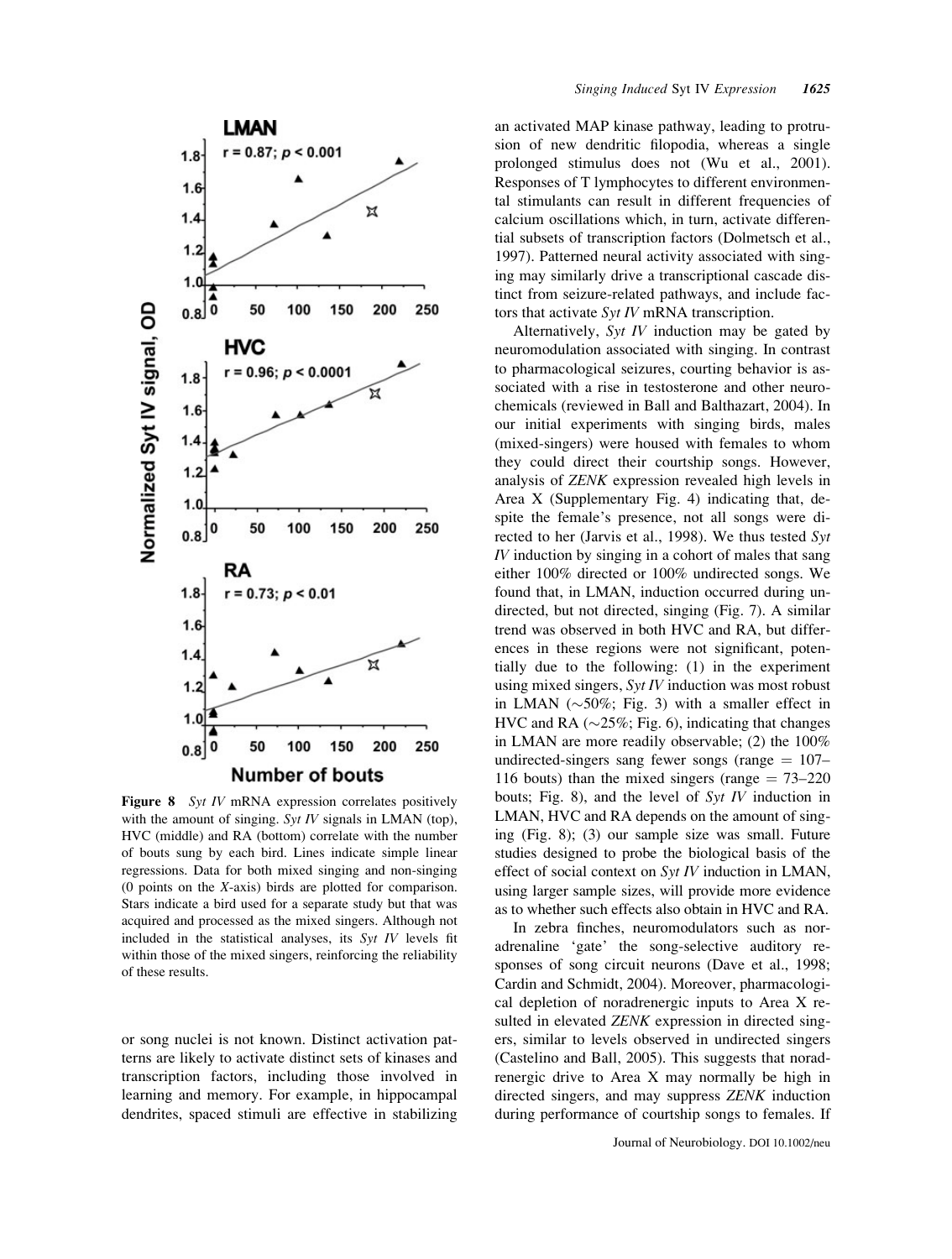**Figure 8** *Syt IV* mRNA expression correlates positively with the amount of singing. *Syt IV* signals in LMAN (top), HVC (middle) and RA (bottom) correlate with the number of bouts sung by each bird. Lines indicate simple linear regressions. Data for both mixed singing and non-singing (0 points on the *X*-axis) birds are plotted for comparison. Stars indicate a bird used for a separate study but that was acquired and processed as the mixed singers. Although not included in the statistical analyses, its *Syt IV* levels fit within those of the mixed singers, reinforcing the reliability of these results.

or song nuclei is not known. Distinct activation patterns are likely to activate distinct sets of kinases and transcription factors, including those involved in learning and memory. For example, in hippocampal dendrites, spaced stimuli are effective in stabilizing an activated MAP kinase pathway, leading to protrusion of new dendritic filopodia, whereas a single prolonged stimulus does not (Wu et al., 2001). Responses of T lymphocytes to different environmental stimulants can result in different frequencies of calcium oscillations which, in turn, activate differential subsets of transcription factors (Dolmetsch et al., 1997). Patterned neural activity associated with singing may similarly drive a transcriptional cascade distinct from seizure-related pathways, and include factors that activate *Syt IV* mRNA transcription.

Alternatively, *Syt IV* induction may be gated by neuromodulation associated with singing. In contrast to pharmacological seizures, courting behavior is associated with a rise in testosterone and other neurochemicals (reviewed in Ball and Balthazart, 2004). In our initial experiments with singing birds, males (mixed-singers) were housed with females to whom they could direct their courtship songs. However, analysis of *ZENK* expression revealed high levels in Area X (Supplementary Fig. 4) indicating that, despite the female's presence, not all songs were directed to her (Jarvis et al., 1998). We thus tested *Syt IV* induction by singing in a cohort of males that sang either 100% directed or 100% undirected songs. We found that, in LMAN, induction occurred during undirected, but not directed, singing (Fig. 7). A similar trend was observed in both HVC and RA, but differences in these regions were not significant, potentially due to the following: (1) in the experiment using mixed singers, *Syt IV* induction was most robust in LMAN (~50%; Fig. 3) with a smaller effect in HVC and RA (~25%; Fig. 6), indicating that changes in LMAN are more readily observable; (2) the 100% undirected-singers sang fewer songs (range = 107–116 bouts) than the mixed singers (range = 73–220 bouts; Fig. 8), and the level of *Syt IV* induction in LMAN, HVC and RA depends on the amount of singing (Fig. 8); (3) our sample size was small. Future studies designed to probe the biological basis of the effect of social context on *Syt IV* induction in LMAN, using larger sample sizes, will provide more evidence as to whether such effects also obtain in HVC and RA.

In zebra finches, neuromodulators such as noradrenaline 'gate' the song-selective auditory responses of song circuit neurons (Dave et al., 1998; Cardin and Schmidt, 2004). Moreover, pharmacological depletion of noradrenergic inputs to Area X resulted in elevated *ZENK* expression in directed singers, similar to levels observed in undirected singers (Castelino and Ball, 2005). This suggests that noradrenergic drive to Area X may normally be high in directed singers, and may suppress *ZENK* induction during performance of courtship songs to females. If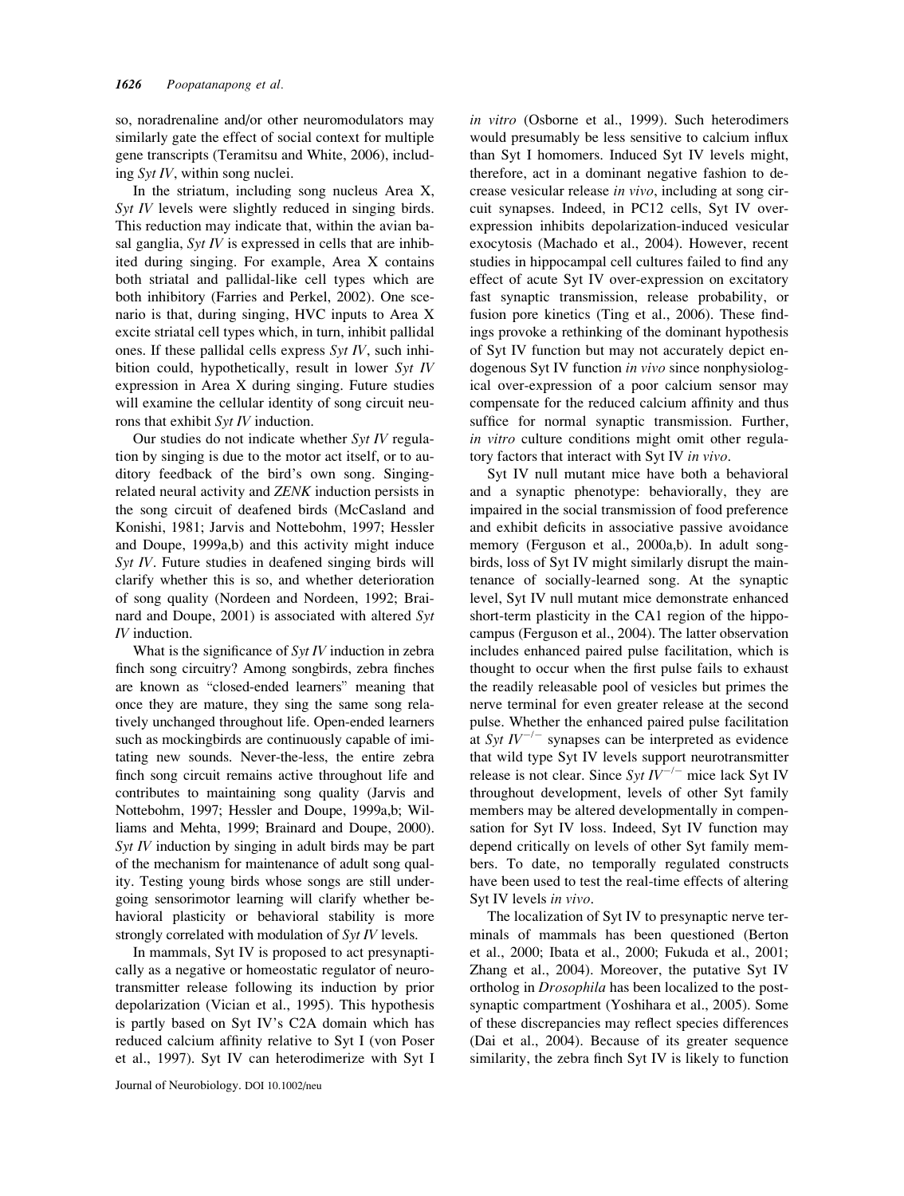so, noradrenaline and/or other neuromodulators may similarly gate the effect of social context for multiple gene transcripts (Teramitsu and White, 2006), including *Syt IV*, within song nuclei.

In the striatum, including song nucleus Area X, *Syt IV* levels were slightly reduced in singing birds. This reduction may indicate that, within the avian basal ganglia, *Syt IV* is expressed in cells that are inhibited during singing. For example, Area X contains both striatal and pallidal-like cell types which are both inhibitory (Farries and Perkel, 2002). One scenario is that, during singing, HVC inputs to Area X excite striatal cell types which, in turn, inhibit pallidal ones. If these pallidal cells express *Syt IV*, such inhibition could, hypothetically, result in lower *Syt IV* expression in Area X during singing. Future studies will examine the cellular identity of song circuit neurons that exhibit *Syt IV* induction.

Our studies do not indicate whether *Syt IV* regulation by singing is due to the motor act itself, or to auditory feedback of the bird's own song. Singing-related neural activity and *ZENK* induction persists in the song circuit of deafened birds (McCasland and Konishi, 1981; Jarvis and Nottebohm, 1997; Hessler and Doupe, 1999a,b) and this activity might induce *Syt IV*. Future studies in deafened singing birds will clarify whether this is so, and whether deterioration of song quality (Nordeen and Nordeen, 1992; Brainard and Doupe, 2001) is associated with altered *Syt IV* induction.

What is the significance of *Syt IV* induction in zebra finch song circuitry? Among songbirds, zebra finches are known as "closed-ended learners" meaning that once they are mature, they sing the same song relatively unchanged throughout life. Open-ended learners such as mockingbirds are continuously capable of imitating new sounds. Never-the-less, the entire zebra finch song circuit remains active throughout life and contributes to maintaining song quality (Jarvis and Nottebohm, 1997; Hessler and Doupe, 1999a,b; Williams and Mehta, 1999; Brainard and Doupe, 2000). *Syt IV* induction by singing in adult birds may be part of the mechanism for maintenance of adult song quality. Testing young birds whose songs are still undergoing sensorimotor learning will clarify whether behavioral plasticity or behavioral stability is more strongly correlated with modulation of *Syt IV* levels.

In mammals, Syt IV is proposed to act presynaptically as a negative or homeostatic regulator of neurotransmitter release following its induction by prior depolarization (Vician et al., 1995). This hypothesis is partly based on Syt IV's C2A domain which has reduced calcium affinity relative to Syt I (von Poser et al., 1997). Syt IV can heterodimerize with Syt I *in vitro* (Osborne et al., 1999). Such heterodimers would presumably be less sensitive to calcium influx than Syt I homomers. Induced Syt IV levels might, therefore, act in a dominant negative fashion to decrease vesicular release *in vivo*, including at song circuit synapses. Indeed, in PC12 cells, Syt IV overexpression inhibits depolarization-induced vesicular exocytosis (Machado et al., 2004). However, recent studies in hippocampal cell cultures failed to find any effect of acute Syt IV over-expression on excitatory fast synaptic transmission, release probability, or fusion pore kinetics (Ting et al., 2006). These findings provoke a rethinking of the dominant hypothesis of Syt IV function but may not accurately depict endogenous Syt IV function *in vivo* since nonphysiological over-expression of a poor calcium sensor may compensate for the reduced calcium affinity and thus suffice for normal synaptic transmission. Further, *in vitro* culture conditions might omit other regulatory factors that interact with Syt IV *in vivo*.

Syt IV null mutant mice have both a behavioral and a synaptic phenotype: behaviorally, they are impaired in the social transmission of food preference and exhibit deficits in associative passive avoidance memory (Ferguson et al., 2000a,b). In adult songbirds, loss of Syt IV might similarly disrupt the maintenance of socially-learned song. At the synaptic level, Syt IV null mutant mice demonstrate enhanced short-term plasticity in the CA1 region of the hippocampus (Ferguson et al., 2004). The latter observation includes enhanced paired pulse facilitation, which is thought to occur when the first pulse fails to exhaust the readily releasable pool of vesicles but primes the nerve terminal for even greater release at the second pulse. Whether the enhanced paired pulse facilitation at *Syt IV*$^{-/-}$ synapses can be interpreted as evidence that wild type Syt IV levels support neurotransmitter release is not clear. Since *Syt IV*$^{-/-}$ mice lack Syt IV throughout development, levels of other Syt family members may be altered developmentally in compensation for Syt IV loss. Indeed, Syt IV function may depend critically on levels of other Syt family members. To date, no temporally regulated constructs have been used to test the real-time effects of altering Syt IV levels *in vivo*.

The localization of Syt IV to presynaptic nerve terminals of mammals has been questioned (Berton et al., 2000; Ibata et al., 2000; Fukuda et al., 2001; Zhang et al., 2004). Moreover, the putative Syt IV ortholog in *Drosophila* has been localized to the postsynaptic compartment (Yoshihara et al., 2005). Some of these discrepancies may reflect species differences (Dai et al., 2004). Because of its greater sequence similarity, the zebra finch Syt IV is likely to function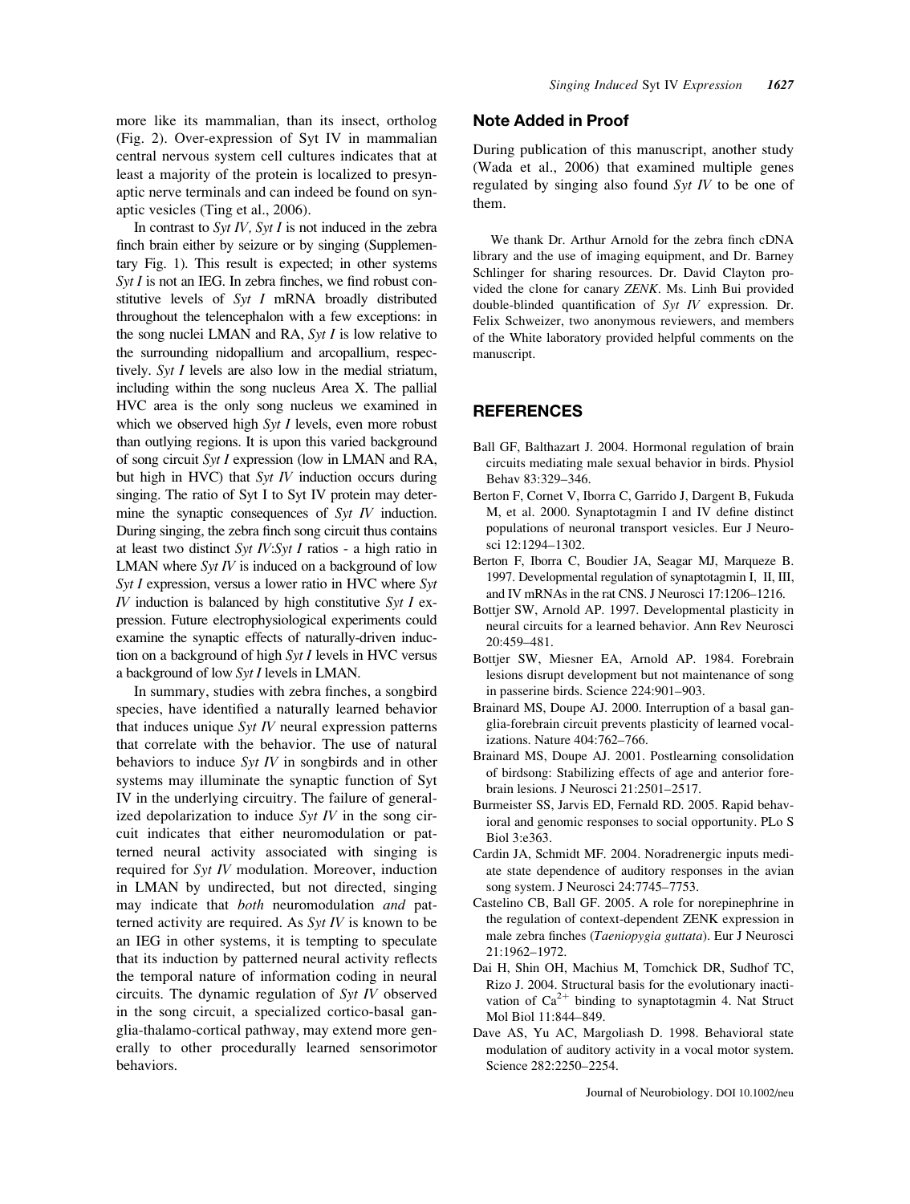more like its mammalian, than its insect, ortholog (Fig. 2). Over-expression of Syt IV in mammalian central nervous system cell cultures indicates that at least a majority of the protein is localized to presynaptic nerve terminals and can indeed be found on synaptic vesicles (Ting et al., 2006).

In contrast to *Syt IV, Syt I* is not induced in the zebra finch brain either by seizure or by singing (Supplementary Fig. 1). This result is expected; in other systems *Syt I* is not an IEG. In zebra finches, we find robust constitutive levels of *Syt I* mRNA broadly distributed throughout the telencephalon with a few exceptions: in the song nuclei LMAN and RA, *Syt I* is low relative to the surrounding nidopallium and arcopallium, respectively. *Syt I* levels are also low in the medial striatum, including within the song nucleus Area X. The pallial HVC area is the only song nucleus we examined in which we observed high *Syt I* levels, even more robust than outlying regions. It is upon this varied background of song circuit *Syt I* expression (low in LMAN and RA, but high in HVC) that *Syt IV* induction occurs during singing. The ratio of Syt I to Syt IV protein may determine the synaptic consequences of *Syt IV* induction. During singing, the zebra finch song circuit thus contains at least two distinct *Syt IV*:*Syt I* ratios - a high ratio in LMAN where *Syt IV* is induced on a background of low *Syt I* expression, versus a lower ratio in HVC where *Syt IV* induction is balanced by high constitutive *Syt I* expression. Future electrophysiological experiments could examine the synaptic effects of naturally-driven induction on a background of high *Syt I* levels in HVC versus a background of low *Syt I* levels in LMAN.

In summary, studies with zebra finches, a songbird species, have identified a naturally learned behavior that induces unique *Syt IV* neural expression patterns that correlate with the behavior. The use of natural behaviors to induce *Syt IV* in songbirds and in other systems may illuminate the synaptic function of Syt IV in the underlying circuitry. The failure of generalized depolarization to induce *Syt IV* in the song circuit indicates that either neuromodulation or patterned neural activity associated with singing is required for *Syt IV* modulation. Moreover, induction in LMAN by undirected, but not directed, singing may indicate that *both* neuromodulation *and* patterned activity are required. As *Syt IV* is known to be an IEG in other systems, it is tempting to speculate that its induction by patterned neural activity reflects the temporal nature of information coding in neural circuits. The dynamic regulation of *Syt IV* observed in the song circuit, a specialized cortico-basal ganglia-thalamo-cortical pathway, may extend more generally to other procedurally learned sensorimotor behaviors.

## Note Added in Proof

During publication of this manuscript, another study (Wada et al., 2006) that examined multiple genes regulated by singing also found *Syt IV* to be one of them.

We thank Dr. Arthur Arnold for the zebra finch cDNA library and the use of imaging equipment, and Dr. Barney Schlinger for sharing resources. Dr. David Clayton provided the clone for canary *ZENK*. Ms. Linh Bui provided double-blinded quantification of *Syt IV* expression. Dr. Felix Schweizer, two anonymous reviewers, and members of the White laboratory provided helpful comments on the manuscript.

## REFERENCES

Ball GF, Balthazart J. 2004. Hormonal regulation of brain circuits mediating male sexual behavior in birds. Physiol Behav 83:329–346.

Berton F, Cornet V, Iborra C, Garrido J, Dargent B, Fukuda M, et al. 2000. Synaptotagmin I and IV define distinct populations of neuronal transport vesicles. Eur J Neurosci 12:1294–1302.

Berton F, Iborra C, Boudier JA, Seagar MJ, Marqueze B. 1997. Developmental regulation of synaptotagmin I, II, III, and IV mRNAs in the rat CNS. J Neurosci 17:1206–1216.

Bottjer SW, Arnold AP. 1997. Developmental plasticity in neural circuits for a learned behavior. Ann Rev Neurosci 20:459–481.

Bottjer SW, Miesner EA, Arnold AP. 1984. Forebrain lesions disrupt development but not maintenance of song in passerine birds. Science 224:901–903.

Brainard MS, Doupe AJ. 2000. Interruption of a basal ganglia-forebrain circuit prevents plasticity of learned vocalizations. Nature 404:762–766.

Brainard MS, Doupe AJ. 2001. Postlearning consolidation of birdsong: Stabilizing effects of age and anterior forebrain lesions. J Neurosci 21:2501–2517.

Burmeister SS, Jarvis ED, Fernald RD. 2005. Rapid behavioral and genomic responses to social opportunity. PLoS Biol 3:e363.

Cardin JA, Schmidt MF. 2004. Noradrenergic inputs mediate state dependence of auditory responses in the avian song system. J Neurosci 24:7745–7753.

Castelino CB, Ball GF. 2005. A role for norepinephrine in the regulation of context-dependent ZENK expression in male zebra finches (*Taeniopygia guttata*). Eur J Neurosci 21:1962–1972.

Dai H, Shin OH, Machius M, Tomchick DR, Sudhof TC, Rizo J. 2004. Structural basis for the evolutionary inactivation of $Ca^{2+}$ binding to synaptotagmin 4. Nat Struct Mol Biol 11:844–849.

Dave AS, Yu AC, Margoliash D. 1998. Behavioral state modulation of auditory activity in a vocal motor system. Science 282:2250–2254.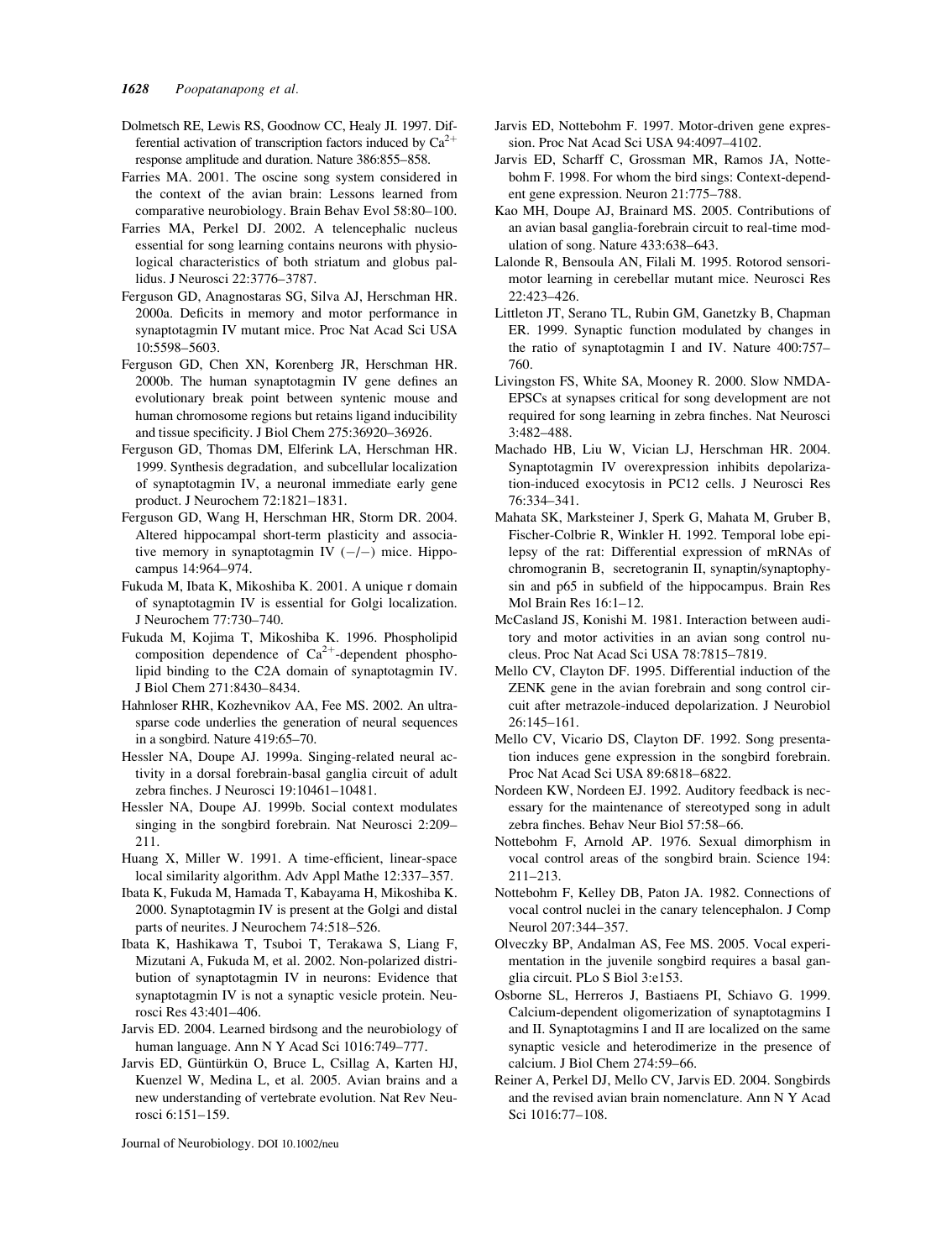Dolmetsch RE, Lewis RS, Goodnow CC, Healy JI. 1997. Differential activation of transcription factors induced by $Ca^{2+}$ response amplitude and duration. Nature 386:855–858.

Farries MA. 2001. The oscine song system considered in the context of the avian brain: Lessons learned from comparative neurobiology. Brain Behav Evol 58:80–100.

Farries MA, Perkel DJ. 2002. A telencephalic nucleus essential for song learning contains neurons with physiological characteristics of both striatum and globus pallidus. J Neurosci 22:3776–3787.

Ferguson GD, Anagnostaras SG, Silva AJ, Herschman HR. 2000a. Deficits in memory and motor performance in synaptotagmin IV mutant mice. Proc Nat Acad Sci USA 10:5598–5603.

Ferguson GD, Chen XN, Korenberg JR, Herschman HR. 2000b. The human synaptotagmin IV gene defines an evolutionary break point between syntenic mouse and human chromosome regions but retains ligand inducibility and tissue specificity. J Biol Chem 275:36920–36926.

Ferguson GD, Thomas DM, Elferink LA, Herschman HR. 1999. Synthesis degradation, and subcellular localization of synaptotagmin IV, a neuronal immediate early gene product. J Neurochem 72:1821–1831.

Ferguson GD, Wang H, Herschman HR, Storm DR. 2004. Altered hippocampal short-term plasticity and associative memory in synaptotagmin IV (−/−) mice. Hippocampus 14:964–974.

Fukuda M, Ibata K, Mikoshiba K. 2001. A unique r domain of synaptotagmin IV is essential for Golgi localization. J Neurochem 77:730–740.

Fukuda M, Kojima T, Mikoshiba K. 1996. Phospholipid composition dependence of $Ca^{2+}$-dependent phospholipid binding to the C2A domain of synaptotagmin IV. J Biol Chem 271:8430–8434.

Hahnloser RHR, Kozhevnikov AA, Fee MS. 2002. An ultrasparse code underlies the generation of neural sequences in a songbird. Nature 419:65–70.

Hessler NA, Doupe AJ. 1999a. Singing-related neural activity in a dorsal forebrain-basal ganglia circuit of adult zebra finches. J Neurosci 19:10461–10481.

Hessler NA, Doupe AJ. 1999b. Social context modulates singing in the songbird forebrain. Nat Neurosci 2:209–211.

Huang X, Miller W. 1991. A time-efficient, linear-space local similarity algorithm. Adv Appl Mathe 12:337–357.

Ibata K, Fukuda M, Hamada T, Kabayama H, Mikoshiba K. 2000. Synaptotagmin IV is present at the Golgi and distal parts of neurites. J Neurochem 74:518–526.

Ibata K, Hashikawa T, Tsuboi T, Terakawa S, Liang F, Mizutani A, Fukuda M, et al. 2002. Non-polarized distribution of synaptotagmin IV in neurons: Evidence that synaptotagmin IV is not a synaptic vesicle protein. Neurosci Res 43:401–406.

Jarvis ED. 2004. Learned birdsong and the neurobiology of human language. Ann N Y Acad Sci 1016:749–777.

Jarvis ED, Güntürkün O, Bruce L, Csillag A, Karten HJ, Kuenzel W, Medina L, et al. 2005. Avian brains and a new understanding of vertebrate evolution. Nat Rev Neurosci 6:151–159.

Jarvis ED, Nottebohm F. 1997. Motor-driven gene expression. Proc Nat Acad Sci USA 94:4097–4102.

Jarvis ED, Scharff C, Grossman MR, Ramos JA, Nottebohm F. 1998. For whom the bird sings: Context-dependent gene expression. Neuron 21:775–788.

Kao MH, Doupe AJ, Brainard MS. 2005. Contributions of an avian basal ganglia-forebrain circuit to real-time modulation of song. Nature 433:638–643.

Lalonde R, Bensoula AN, Filali M. 1995. Rotorod sensorimotor learning in cerebellar mutant mice. Neurosci Res 22:423–426.

Littleton JT, Serano TL, Rubin GM, Ganetzky B, Chapman ER. 1999. Synaptic function modulated by changes in the ratio of synaptotagmin I and IV. Nature 400:757–760.

Livingston FS, White SA, Mooney R. 2000. Slow NMDA-EPSCs at synapses critical for song development are not required for song learning in zebra finches. Nat Neurosci 3:482–488.

Machado HB, Liu W, Vician LJ, Herschman HR. 2004. Synaptotagmin IV overexpression inhibits depolarization-induced exocytosis in PC12 cells. J Neurosci Res 76:334–341.

Mahata SK, Marksteiner J, Sperk G, Mahata M, Gruber B, Fischer-Colbrie R, Winkler H. 1992. Temporal lobe epilepsy of the rat: Differential expression of mRNAs of chromogranin B, secretogranin II, synaptin/synaptophysin and p65 in subfield of the hippocampus. Brain Res Mol Brain Res 16:1–12.

McCasland JS, Konishi M. 1981. Interaction between auditory and motor activities in an avian song control nucleus. Proc Nat Acad Sci USA 78:7815–7819.

Mello CV, Clayton DF. 1995. Differential induction of the ZENK gene in the avian forebrain and song control circuit after metrazole-induced depolarization. J Neurobiol 26:145–161.

Mello CV, Vicario DS, Clayton DF. 1992. Song presentation induces gene expression in the songbird forebrain. Proc Nat Acad Sci USA 89:6818–6822.

Nordeen KW, Nordeen EJ. 1992. Auditory feedback is necessary for the maintenance of stereotyped song in adult zebra finches. Behav Neur Biol 57:58–66.

Nottebohm F, Arnold AP. 1976. Sexual dimorphism in vocal control areas of the songbird brain. Science 194:211–213.

Nottebohm F, Kelley DB, Paton JA. 1982. Connections of vocal control nuclei in the canary telencephalon. J Comp Neurol 207:344–357.

Olveczky BP, Andalman AS, Fee MS. 2005. Vocal experimentation in the juvenile songbird requires a basal ganglia circuit. PLo S Biol 3:e153.

Osborne SL, Herreros J, Bastiaens PI, Schiavo G. 1999. Calcium-dependent oligomerization of synaptotagmins I and II. Synaptotagmins I and II are localized on the same synaptic vesicle and heterodimerize in the presence of calcium. J Biol Chem 274:59–66.

Reiner A, Perkel DJ, Mello CV, Jarvis ED. 2004. Songbirds and the revised avian brain nomenclature. Ann N Y Acad Sci 1016:77–108.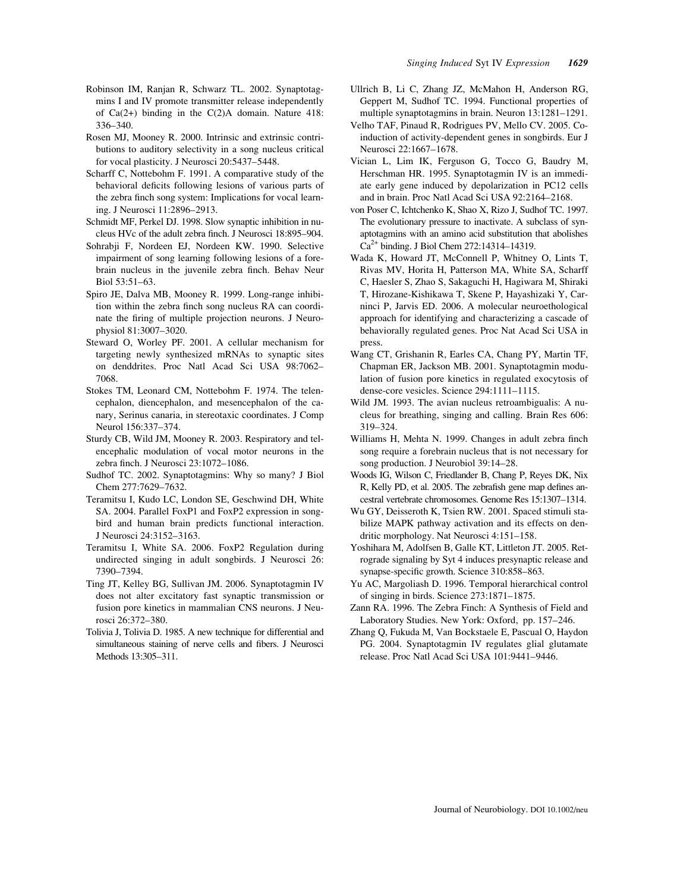Robinson IM, Ranjan R, Schwarz TL. 2002. Synaptotagmins I and IV promote transmitter release independently of Ca(2+) binding in the C(2)A domain. Nature 418: 336–340.

Rosen MJ, Mooney R. 2000. Intrinsic and extrinsic contributions to auditory selectivity in a song nucleus critical for vocal plasticity. J Neurosci 20:5437–5448.

Scharff C, Nottebohm F. 1991. A comparative study of the behavioral deficits following lesions of various parts of the zebra finch song system: Implications for vocal learning. J Neurosci 11:2896–2913.

Schmidt MF, Perkel DJ. 1998. Slow synaptic inhibition in nucleus HVc of the adult zebra finch. J Neurosci 18:895–904.

Sohrabji F, Nordeen EJ, Nordeen KW. 1990. Selective impairment of song learning following lesions of a forebrain nucleus in the juvenile zebra finch. Behav Neur Biol 53:51–63.

Spiro JE, Dalva MB, Mooney R. 1999. Long-range inhibition within the zebra finch song nucleus RA can coordinate the firing of multiple projection neurons. J Neurophysiol 81:3007–3020.

Steward O, Worley PF. 2001. A cellular mechanism for targeting newly synthesized mRNAs to synaptic sites on denddrites. Proc Natl Acad Sci USA 98:7062–7068.

Stokes TM, Leonard CM, Nottebohm F. 1974. The telencephalon, diencephalon, and mesencephalon of the canary, Serinus canaria, in stereotaxic coordinates. J Comp Neurol 156:337–374.

Sturdy CB, Wild JM, Mooney R. 2003. Respiratory and telencephalic modulation of vocal motor neurons in the zebra finch. J Neurosci 23:1072–1086.

Sudhof TC. 2002. Synaptotagmins: Why so many? J Biol Chem 277:7629–7632.

Teramitsu I, Kudo LC, London SE, Geschwind DH, White SA. 2004. Parallel FoxP1 and FoxP2 expression in songbird and human brain predicts functional interaction. J Neurosci 24:3152–3163.

Teramitsu I, White SA. 2006. FoxP2 Regulation during undirected singing in adult songbirds. J Neurosci 26: 7390–7394.

Ting JT, Kelley BG, Sullivan JM. 2006. Synaptotagmin IV does not alter excitatory fast synaptic transmission or fusion pore kinetics in mammalian CNS neurons. J Neurosci 26:372–380.

Tolivia J, Tolivia D. 1985. A new technique for differential and simultaneous staining of nerve cells and fibers. J Neurosci Methods 13:305–311.

Ullrich B, Li C, Zhang JZ, McMahon H, Anderson RG, Geppert M, Sudhof TC. 1994. Functional properties of multiple synaptotagmins in brain. Neuron 13:1281–1291.

Velho TAF, Pinaud R, Rodrigues PV, Mello CV. 2005. Co-induction of activity-dependent genes in songbirds. Eur J Neurosci 22:1667–1678.

Vician L, Lim IK, Ferguson G, Tocco G, Baudry M, Herschman HR. 1995. Synaptotagmin IV is an immediate early gene induced by depolarization in PC12 cells and in brain. Proc Natl Acad Sci USA 92:2164–2168.

von Poser C, Ichtchenko K, Shao X, Rizo J, Sudhof TC. 1997. The evolutionary pressure to inactivate. A subclass of synaptotagmins with an amino acid substitution that abolishes $Ca^{2+}$ binding. J Biol Chem 272:14314–14319.

Wada K, Howard JT, McConnell P, Whitney O, Lints T, Rivas MV, Horita H, Patterson MA, White SA, Scharff C, Haesler S, Zhao S, Sakaguchi H, Hagiwara M, Shiraki T, Hirozane-Kishikawa T, Skene P, Hayashizaki Y, Carninci P, Jarvis ED. 2006. A molecular neuroethological approach for identifying and characterizing a cascade of behaviorally regulated genes. Proc Nat Acad Sci USA in press.

Wang CT, Grishanin R, Earles CA, Chang PY, Martin TF, Chapman ER, Jackson MB. 2001. Synaptotagmin modulation of fusion pore kinetics in regulated exocytosis of dense-core vesicles. Science 294:1111–1115.

Wild JM. 1993. The avian nucleus retroambigualis: A nucleus for breathing, singing and calling. Brain Res 606: 319–324.

Williams H, Mehta N. 1999. Changes in adult zebra finch song require a forebrain nucleus that is not necessary for song production. J Neurobiol 39:14–28.

Woods IG, Wilson C, Friedlander B, Chang P, Reyes DK, Nix R, Kelly PD, et al. 2005. The zebrafish gene map defines ancestral vertebrate chromosomes. Genome Res 15:1307–1314.

Wu GY, Deisseroth K, Tsien RW. 2001. Spaced stimuli stabilize MAPK pathway activation and its effects on dendritic morphology. Nat Neurosci 4:151–158.

Yoshihara M, Adolfsen B, Galle KT, Littleton JT. 2005. Retrograde signaling by Syt 4 induces presynaptic release and synapse-specific growth. Science 310:858–863.

Yu AC, Margoliash D. 1996. Temporal hierarchical control of singing in birds. Science 273:1871–1875.

Zann RA. 1996. The Zebra Finch: A Synthesis of Field and Laboratory Studies. New York: Oxford, pp. 157–246.

Zhang Q, Fukuda M, Van Bockstaele E, Pascual O, Haydon PG. 2004. Synaptotagmin IV regulates glial glutamate release. Proc Natl Acad Sci USA 101:9441–9446.